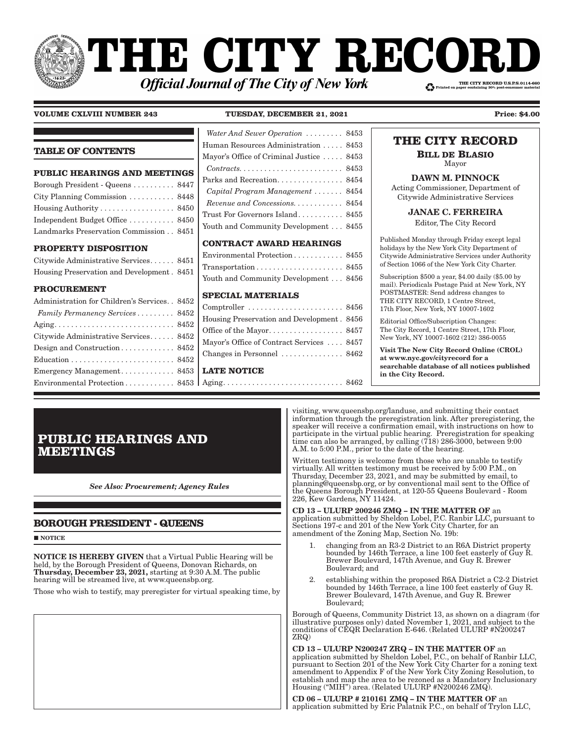# THE CITY RECORD

***Official Journal of The City of New York***

THE CITY RECORD U.S.P.S.0114-660
Printed on paper containing 30% post-consumer material

**VOLUME CXLVIII NUMBER 243** **TUESDAY, DECEMBER 21, 2021** **Price: $4.00**

## TABLE OF CONTENTS

**PUBLIC HEARINGS AND MEETINGS**

Borough President - Queens . . . . . . . . . . 8447
City Planning Commission . . . . . . . . . . . 8448
Housing Authority . . . . . . . . . . . . . . . . . . 8450
Independent Budget Office . . . . . . . . . . . 8450
Landmarks Preservation Commission . . 8451

**PROPERTY DISPOSITION**

Citywide Administrative Services . . . . . . 8451
Housing Preservation and Development . 8451

**PROCUREMENT**

Administration for Children's Services . . 8452
*Family Permanency Services* . . . . . . . . . 8452
Aging . . . . . . . . . . . . . . . . . . . . . . . . . . . . 8452
Citywide Administrative Services . . . . . . 8452
Design and Construction . . . . . . . . . . . . 8452
Education . . . . . . . . . . . . . . . . . . . . . . . . . 8452
Emergency Management . . . . . . . . . . . . . 8453
Environmental Protection . . . . . . . . . . . . 8453
*Water And Sewer Operation* . . . . . . . . . 8453
Human Resources Administration . . . . . 8453
Mayor's Office of Criminal Justice . . . . . 8453
*Contracts* . . . . . . . . . . . . . . . . . . . . . . . . 8453
Parks and Recreation . . . . . . . . . . . . . . . . 8454
*Capital Program Management* . . . . . . . 8454
*Revenue and Concessions* . . . . . . . . . . . 8454
Trust For Governors Island . . . . . . . . . . . 8455
Youth and Community Development . . . 8455

**CONTRACT AWARD HEARINGS**

Environmental Protection . . . . . . . . . . . . 8455
Transportation . . . . . . . . . . . . . . . . . . . . . 8455
Youth and Community Development . . . 8456

**SPECIAL MATERIALS**

Comptroller . . . . . . . . . . . . . . . . . . . . . . . 8456
Housing Preservation and Development . 8456
Office of the Mayor . . . . . . . . . . . . . . . . . . 8457
Mayor's Office of Contract Services . . . . 8457
Changes in Personnel . . . . . . . . . . . . . . . 8462

**LATE NOTICE**

Aging . . . . . . . . . . . . . . . . . . . . . . . . . . . . 8462

**THE CITY RECORD**

**BILL DE BLASIO**
Mayor

**DAWN M. PINNOCK**
Acting Commissioner, Department of Citywide Administrative Services

**JANAE C. FERREIRA**
Editor, The City Record

Published Monday through Friday except legal holidays by the New York City Department of Citywide Administrative Services under Authority of Section 1066 of the New York City Charter.

Subscription $500 a year, $4.00 daily ($5.00 by mail). Periodicals Postage Paid at New York, NY POSTMASTER: Send address changes to THE CITY RECORD, 1 Centre Street, 17th Floor, New York, NY 10007-1602

Editorial Office/Subscription Changes: The City Record, 1 Centre Street, 17th Floor, New York, NY 10007-1602 (212) 386-0055

**Visit The New City Record Online (CROL) at www.nyc.gov/cityrecord for a searchable database of all notices published in the City Record.**

# PUBLIC HEARINGS AND MEETINGS

*See Also: Procurement; Agency Rules*

## BOROUGH PRESIDENT - QUEENS

■ **NOTICE**

**NOTICE IS HEREBY GIVEN** that a Virtual Public Hearing will be held, by the Borough President of Queens, Donovan Richards, on **Thursday, December 23, 2021,** starting at 9:30 A.M. The public hearing will be streamed live, at www.queensbp.org.

Those who wish to testify, may preregister for virtual speaking time, by visiting, www.queensbp.org/landuse, and submitting their contact information through the preregistration link. After preregistering, the speaker will receive a confirmation email, with instructions on how to participate in the virtual public hearing. Preregistration for speaking time can also be arranged, by calling (718) 286-3000, between 9:00 A.M. to 5:00 P.M., prior to the date of the hearing.

Written testimony is welcome from those who are unable to testify virtually. All written testimony must be received by 5:00 P.M., on Thursday, December 23, 2021, and may be submitted by email, to planning@queensbp.org, or by conventional mail sent to the Office of the Queens Borough President, at 120-55 Queens Boulevard - Room 226, Kew Gardens, NY 11424.

**CD 13 – ULURP 200246 ZMQ – IN THE MATTER OF** an application submitted by Sheldon Lobel, P.C. Ranbir LLC, pursuant to Sections 197-c and 201 of the New York City Charter, for an amendment of the Zoning Map, Section No. 19b:

1. changing from an R3-2 District to an R6A District property bounded by 146th Terrace, a line 100 feet easterly of Guy R. Brewer Boulevard, 147th Avenue, and Guy R. Brewer Boulevard; and
2. establishing within the proposed R6A District a C2-2 District bounded by 146th Terrace, a line 100 feet easterly of Guy R. Brewer Boulevard, 147th Avenue, and Guy R. Brewer Boulevard;

Borough of Queens, Community District 13, as shown on a diagram (for illustrative purposes only) dated November 1, 2021, and subject to the conditions of CEQR Declaration E-646. (Related ULURP #N200247 ZRQ)

**CD 13 – ULURP N200247 ZRQ – IN THE MATTER OF** an application submitted by Sheldon Lobel, P.C., on behalf of Ranbir LLC, pursuant to Section 201 of the New York City Charter for a zoning text amendment to Appendix F of the New York City Zoning Resolution, to establish and map the area to be rezoned as a Mandatory Inclusionary Housing ("MIH") area. (Related ULURP #N200246 ZMQ).

**CD 06 – ULURP # 210161 ZMQ – IN THE MATTER OF** an application submitted by Eric Palatnik P.C., on behalf of Trylon LLC,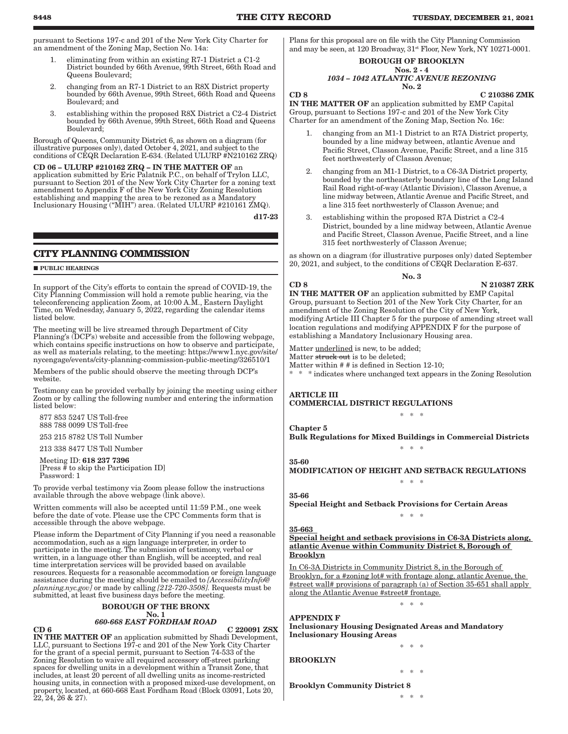pursuant to Sections 197-c and 201 of the New York City Charter for an amendment of the Zoning Map, Section No. 14a:

1. eliminating from within an existing R7-1 District a C1-2 District bounded by 66th Avenue, 99th Street, 66th Road and Queens Boulevard;
2. changing from an R7-1 District to an R8X District property bounded by 66th Avenue, 99th Street, 66th Road and Queens Boulevard; and
3. establishing within the proposed R8X District a C2-4 District bounded by 66th Avenue, 99th Street, 66th Road and Queens Boulevard;

Borough of Queens, Community District 6, as shown on a diagram (for illustrative purposes only), dated October 4, 2021, and subject to the conditions of CEQR Declaration E-634. (Related ULURP #N210162 ZRQ)

**CD 06 – ULURP #210162 ZRQ – IN THE MATTER OF** an application submitted by Eric Palatnik P.C., on behalf of Trylon LLC, pursuant to Section 201 of the New York City Charter for a zoning text amendment to Appendix F of the New York City Zoning Resolution establishing and mapping the area to be rezoned as a Mandatory Inclusionary Housing ("MIH") area. (Related ULURP #210161 ZMQ).

d17-23

## CITY PLANNING COMMISSION

■ **PUBLIC HEARINGS**

In support of the City's efforts to contain the spread of COVID-19, the City Planning Commission will hold a remote public hearing, via the teleconferencing application Zoom, at 10:00 A.M., Eastern Daylight Time, on Wednesday, January 5, 2022, regarding the calendar items listed below.

The meeting will be live streamed through Department of City Planning's (DCP's) website and accessible from the following webpage, which contains specific instructions on how to observe and participate, as well as materials relating, to the meeting: https://www1.nyc.gov/site/nycengage/events/city-planning-commission-public-meeting/326510/1

Members of the public should observe the meeting through DCP's website.

Testimony can be provided verbally by joining the meeting using either Zoom or by calling the following number and entering the information listed below:

877 853 5247 US Toll-free
888 788 0099 US Toll-free

253 215 8782 US Toll Number

213 338 8477 US Toll Number

Meeting ID: **618 237 7396**
[Press # to skip the Participation ID]
Password: 1

To provide verbal testimony via Zoom please follow the instructions available through the above webpage (link above).

Written comments will also be accepted until 11:59 P.M., one week before the date of vote. Please use the CPC Comments form that is accessible through the above webpage.

Please inform the Department of City Planning if you need a reasonable accommodation, such as a sign language interpreter, in order to participate in the meeting. The submission of testimony, verbal or written, in a language other than English, will be accepted, and real time interpretation services will be provided based on available resources. Requests for a reasonable accommodation or foreign language assistance during the meeting should be emailed to *[AccessibilityInfo@planning.nyc.gov]* or made by calling *[212-720-3508]*. Requests must be submitted, at least five business days before the meeting.

**BOROUGH OF THE BRONX**
**No. 1**
***660-668 EAST FORDHAM ROAD***

**CD 6** **C 220091 ZSX**

**IN THE MATTER OF** an application submitted by Shadi Development, LLC, pursuant to Sections 197-c and 201 of the New York City Charter for the grant of a special permit, pursuant to Section 74-533 of the Zoning Resolution to waive all required accessory off-street parking spaces for dwelling units in a development within a Transit Zone, that includes, at least 20 percent of all dwelling units as income-restricted housing units, in connection with a proposed mixed-use development, on property, located, at 660-668 East Fordham Road (Block 03091, Lots 20, 22, 24, 26 & 27).

Plans for this proposal are on file with the City Planning Commission and may be seen, at 120 Broadway, 31st Floor, New York, NY 10271-0001.

**BOROUGH OF BROOKLYN**
**Nos. 2 - 4**
***1034 – 1042 ATLANTIC AVENUE REZONING***
**No. 2**

**CD 8** **C 210386 ZMK**

**IN THE MATTER OF** an application submitted by EMP Capital Group, pursuant to Sections 197-c and 201 of the New York City Charter for an amendment of the Zoning Map, Section No. 16c:

1. changing from an M1-1 District to an R7A District property, bounded by a line midway between, atlantic Avenue and Pacific Street, Classon Avenue, Pacific Street, and a line 315 feet northwesterly of Classon Avenue;
2. changing from an M1-1 District, to a C6-3A District property, bounded by the northeasterly boundary line of the Long Island Rail Road right-of-way (Atlantic Division), Classon Avenue, a line midway between, Atlantic Avenue and Pacific Street, and a line 315 feet northwesterly of Classon Avenue; and
3. establishing within the proposed R7A District a C2-4 District, bounded by a line midway between, Atlantic Avenue and Pacific Street, Classon Avenue, Pacific Street, and a line 315 feet northwesterly of Classon Avenue;

as shown on a diagram (for illustrative purposes only) dated September 20, 2021, and subject, to the conditions of CEQR Declaration E-637.

**No. 3**

**CD 8** **N 210387 ZRK**

**IN THE MATTER OF** an application submitted by EMP Capital Group, pursuant to Section 201 of the New York City Charter, for an amendment of the Zoning Resolution of the City of New York, modifying Article III Chapter 5 for the purpose of amending street wall location regulations and modifying APPENDIX F for the purpose of establishing a Mandatory Inclusionary Housing area.

Matter <u>underlined</u> is new, to be added;
Matter ~~struck out~~ is to be deleted;
Matter within # # is defined in Section 12-10;
\* \* \* indicates where unchanged text appears in the Zoning Resolution

**ARTICLE III**
**COMMERCIAL DISTRICT REGULATIONS**

\* \* \*

**Chapter 5**
**Bulk Regulations for Mixed Buildings in Commercial Districts**

\* \* \*

**35-60**
**MODIFICATION OF HEIGHT AND SETBACK REGULATIONS**

\* \* \*

**35-66**
**Special Height and Setback Provisions for Certain Areas**

\* \* \*

<u>**35-663**</u>
<u>**Special height and setback provisions in C6-3A Districts along, atlantic Avenue within Community District 8, Borough of Brooklyn**</u>

<u>In C6-3A Districts in Community District 8, in the Borough of Brooklyn, for a #zoning lot# with frontage along, atlantic Avenue, the #street wall# provisions of paragraph (a) of Section 35-651 shall apply along the Atlantic Avenue #street# frontage.</u>

\* \* \*

**APPENDIX F**
**Inclusionary Housing Designated Areas and Mandatory Inclusionary Housing Areas**

\* \* \*

**BROOKLYN**

\* \* \*

**Brooklyn Community District 8**

\* \* \*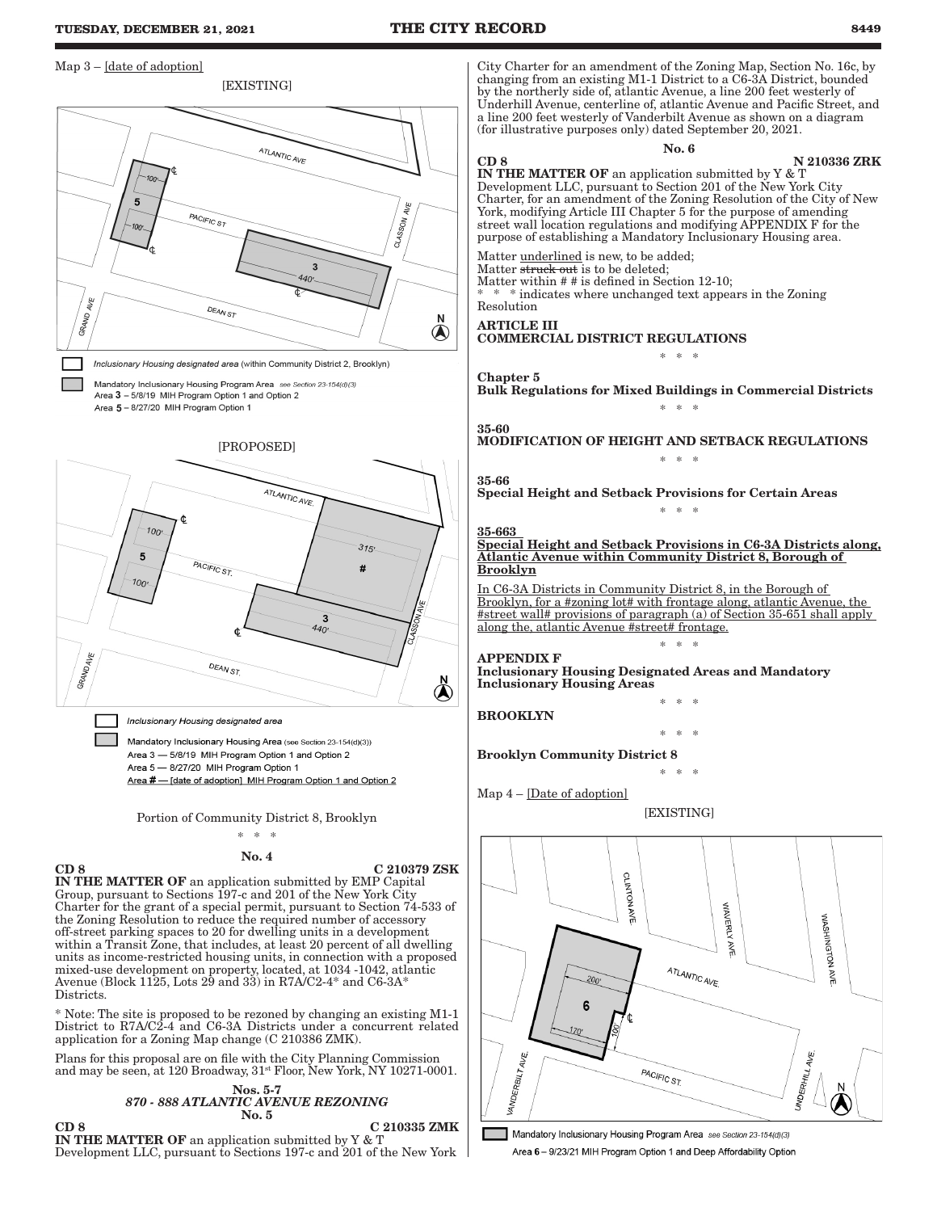Map 3 – [date of adoption]

[EXISTING]

Inclusionary Housing designated area (within Community District 2, Brooklyn)

Mandatory Inclusionary Housing Program Area see Section 23-154(d)(3)
Area 3 – 5/8/19 MIH Program Option 1 and Option 2
Area 5 – 8/27/20 MIH Program Option 1

[PROPOSED]

Inclusionary Housing designated area

Mandatory Inclusionary Housing Area (see Section 23-154(d)(3))
Area 3 — 5/8/19 MIH Program Option 1 and Option 2
Area 5 — 8/27/20 MIH Program Option 1
Area # — [date of adoption] MIH Program Option 1 and Option 2

Portion of Community District 8, Brooklyn

\* \* \*

**No. 4**

**CD 8** **C 210379 ZSK**

**IN THE MATTER OF** an application submitted by EMP Capital Group, pursuant to Sections 197-c and 201 of the New York City Charter for the grant of a special permit, pursuant to Section 74-533 of the Zoning Resolution to reduce the required number of accessory off-street parking spaces to 20 for dwelling units in a development within a Transit Zone, that includes, at least 20 percent of all dwelling units as income-restricted housing units, in connection with a proposed mixed-use development on property, located, at 1034 -1042, atlantic Avenue (Block 1125, Lots 29 and 33) in R7A/C2-4* and C6-3A* Districts.

\* Note: The site is proposed to be rezoned by changing an existing M1-1 District to R7A/C2-4 and C6-3A Districts under a concurrent related application for a Zoning Map change (C 210386 ZMK).

Plans for this proposal are on file with the City Planning Commission and may be seen, at 120 Broadway, 31st Floor, New York, NY 10271-0001.

**Nos. 5-7**
***870 - 888 ATLANTIC AVENUE REZONING***
**No. 5**

**CD 8** **C 210335 ZMK**

**IN THE MATTER OF** an application submitted by Y & T Development LLC, pursuant to Sections 197-c and 201 of the New York City Charter for an amendment of the Zoning Map, Section No. 16c, by changing from an existing M1-1 District to a C6-3A District, bounded by the northerly side of, atlantic Avenue, a line 200 feet westerly of Underhill Avenue, centerline of, atlantic Avenue and Pacific Street, and a line 200 feet westerly of Vanderbilt Avenue as shown on a diagram (for illustrative purposes only) dated September 20, 2021.

**No. 6**

**CD 8** **N 210336 ZRK**

**IN THE MATTER OF** an application submitted by Y & T Development LLC, pursuant to Section 201 of the New York City Charter, for an amendment of the Zoning Resolution of the City of New York, modifying Article III Chapter 5 for the purpose of amending street wall location regulations and modifying APPENDIX F for the purpose of establishing a Mandatory Inclusionary Housing area.

Matter underlined is new, to be added;
Matter ~~struck out~~ is to be deleted;
Matter within # # is defined in Section 12-10;
\* \* \* indicates where unchanged text appears in the Zoning Resolution

**ARTICLE III**
**COMMERCIAL DISTRICT REGULATIONS**

\* \* \*

**Chapter 5**
**Bulk Regulations for Mixed Buildings in Commercial Districts**

\* \* \*

**35-60**
**MODIFICATION OF HEIGHT AND SETBACK REGULATIONS**

\* \* \*

**35-66**
**Special Height and Setback Provisions for Certain Areas**

\* \* \*

**35-663**
**Special Height and Setback Provisions in C6-3A Districts along, Atlantic Avenue within Community District 8, Borough of Brooklyn**

In C6-3A Districts in Community District 8, in the Borough of Brooklyn, for a #zoning lot# with frontage along, atlantic Avenue, the #street wall# provisions of paragraph (a) of Section 35-651 shall apply along the, atlantic Avenue #street# frontage.

\* \* \*

**APPENDIX F**
**Inclusionary Housing Designated Areas and Mandatory Inclusionary Housing Areas**

\* \* \*

**BROOKLYN**

\* \* \*

**Brooklyn Community District 8**

\* \* \*

Map 4 – [Date of adoption]

[EXISTING]

Mandatory Inclusionary Housing Program Area see Section 23-154(d)(3)
Area 6 – 9/23/21 MIH Program Option 1 and Deep Affordability Option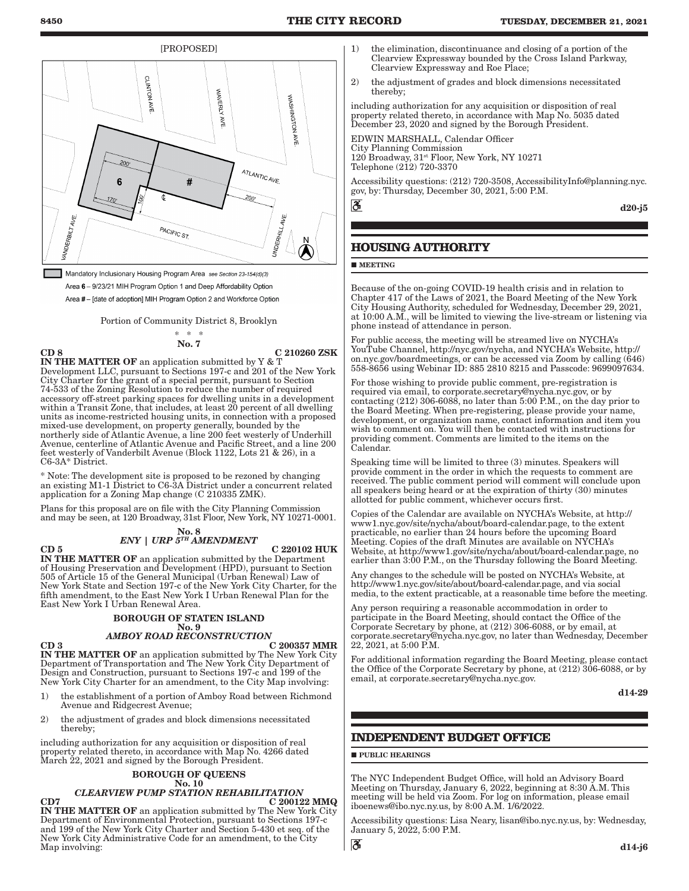[PROPOSED]

Mandatory Inclusionary Housing Program Area see Section 23-154(d)(3)

Area 6 – 9/23/21 MIH Program Option 1 and Deep Affordability Option

Area # – [date of adoption] MIH Program Option 2 and Workforce Option

Portion of Community District 8, Brooklyn

\* \* \*

**No. 7**

**CD 8** **C 210260 ZSK**

**IN THE MATTER OF** an application submitted by Y & T Development LLC, pursuant to Sections 197-c and 201 of the New York City Charter for the grant of a special permit, pursuant to Section 74-533 of the Zoning Resolution to reduce the number of required accessory off-street parking spaces for dwelling units in a development within a Transit Zone, that includes, at least 20 percent of all dwelling units as income-restricted housing units, in connection with a proposed mixed-use development, on property generally, bounded by the northerly side of Atlantic Avenue, a line 200 feet westerly of Underhill Avenue, centerline of Atlantic Avenue and Pacific Street, and a line 200 feet westerly of Vanderbilt Avenue (Block 1122, Lots 21 & 26), in a C6-3A* District.

\* Note: The development site is proposed to be rezoned by changing an existing M1-1 District to C6-3A District under a concurrent related application for a Zoning Map change (C 210335 ZMK).

Plans for this proposal are on file with the City Planning Commission and may be seen, at 120 Broadway, 31st Floor, New York, NY 10271-0001.

**No. 8**

***ENY | URP 5TH AMENDMENT***

**CD 5** **C 220102 HUK**

**IN THE MATTER OF** an application submitted by the Department of Housing Preservation and Development (HPD), pursuant to Section 505 of Article 15 of the General Municipal (Urban Renewal) Law of New York State and Section 197-c of the New York City Charter, for the fifth amendment, to the East New York I Urban Renewal Plan for the East New York I Urban Renewal Area.

**BOROUGH OF STATEN ISLAND**

**No. 9**

***AMBOY ROAD RECONSTRUCTION***

**CD 3** **C 200357 MMR**

**IN THE MATTER OF** an application submitted by The New York City Department of Transportation and The New York City Department of Design and Construction, pursuant to Sections 197-c and 199 of the New York City Charter for an amendment, to the City Map involving:

1) the establishment of a portion of Amboy Road between Richmond Avenue and Ridgecrest Avenue;
2) the adjustment of grades and block dimensions necessitated thereby;

including authorization for any acquisition or disposition of real property related thereto, in accordance with Map No. 4266 dated March 22, 2021 and signed by the Borough President.

**BOROUGH OF QUEENS**

**No. 10**

***CLEARVIEW PUMP STATION REHABILITATION***

**CD7** **C 200122 MMQ**

**IN THE MATTER OF** an application submitted by The New York City Department of Environmental Protection, pursuant to Sections 197-c and 199 of the New York City Charter and Section 5-430 et seq. of the New York City Administrative Code for an amendment, to the City Map involving:

1) the elimination, discontinuance and closing of a portion of the Clearview Expressway bounded by the Cross Island Parkway, Clearview Expressway and Roe Place;
2) the adjustment of grades and block dimensions necessitated thereby;

including authorization for any acquisition or disposition of real property related thereto, in accordance with Map No. 5035 dated December 23, 2020 and signed by the Borough President.

EDWIN MARSHALL, Calendar Officer
City Planning Commission
120 Broadway, 31st Floor, New York, NY 10271
Telephone (212) 720-3370

Accessibility questions: (212) 720-3508, AccessibilityInfo@planning.nyc.gov, by: Thursday, December 30, 2021, 5:00 P.M.

d20-j5

## HOUSING AUTHORITY

■ **MEETING**

Because of the on-going COVID-19 health crisis and in relation to Chapter 417 of the Laws of 2021, the Board Meeting of the New York City Housing Authority, scheduled for Wednesday, December 29, 2021, at 10:00 A.M., will be limited to viewing the live-stream or listening via phone instead of attendance in person.

For public access, the meeting will be streamed live on NYCHA's YouTube Channel, http://nyc.gov/nycha, and NYCHA's Website, http://on.nyc.gov/boardmeetings, or can be accessed via Zoom by calling (646) 558-8656 using Webinar ID: 885 2810 8215 and Passcode: 9699097634.

For those wishing to provide public comment, pre-registration is required via email, to corporate.secretary@nycha.nyc.gov, or by contacting (212) 306-6088, no later than 5:00 P.M., on the day prior to the Board Meeting. When pre-registering, please provide your name, development, or organization name, contact information and item you wish to comment on. You will then be contacted with instructions for providing comment. Comments are limited to the items on the Calendar.

Speaking time will be limited to three (3) minutes. Speakers will provide comment in the order in which the requests to comment are received. The public comment period will comment will conclude upon all speakers being heard or at the expiration of thirty (30) minutes allotted for public comment, whichever occurs first.

Copies of the Calendar are available on NYCHA's Website, at http://www1.nyc.gov/site/nycha/about/board-calendar.page, to the extent practicable, no earlier than 24 hours before the upcoming Board Meeting. Copies of the draft Minutes are available on NYCHA's Website, at http://www1.nyc.gov/site/nycha/about/board-calendar.page, no earlier than 3:00 P.M., on the Thursday following the Board Meeting.

Any changes to the schedule will be posted on NYCHA's Website, at http://www1.nyc.gov/site/about/board-calendar.page, and via social media, to the extent practicable, at a reasonable time before the meeting.

Any person requiring a reasonable accommodation in order to participate in the Board Meeting, should contact the Office of the Corporate Secretary by phone, at (212) 306-6088, or by email, at corporate.secretary@nycha.nyc.gov, no later than Wednesday, December 22, 2021, at 5:00 P.M.

For additional information regarding the Board Meeting, please contact the Office of the Corporate Secretary by phone, at (212) 306-6088, or by email, at corporate.secretary@nycha.nyc.gov.

d14-29

## INDEPENDENT BUDGET OFFICE

■ **PUBLIC HEARINGS**

The NYC Independent Budget Office, will hold an Advisory Board Meeting on Thursday, January 6, 2022, beginning at 8:30 A.M. This meeting will be held via Zoom. For log on information, please email iboenews@ibo.nyc.ny.us, by 8:00 A.M. 1/6/2022.

Accessibility questions: Lisa Neary, lisan@ibo.nyc.ny.us, by: Wednesday, January 5, 2022, 5:00 P.M.

d14-j6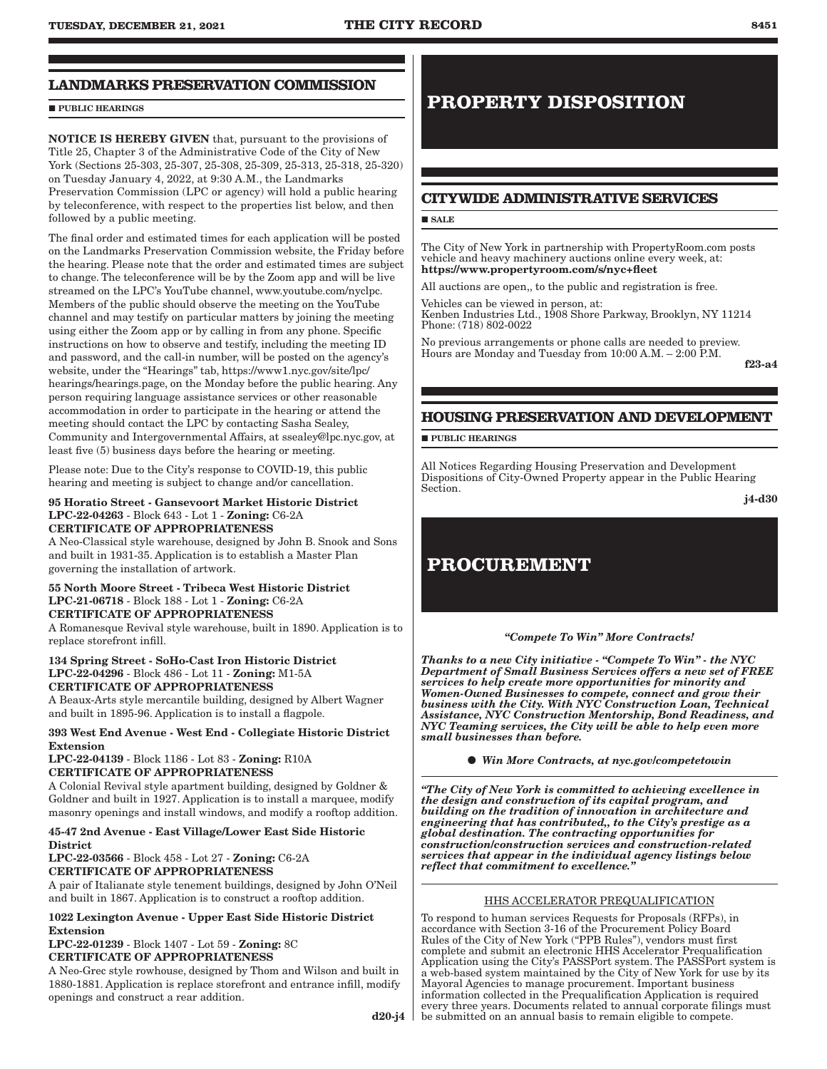## LANDMARKS PRESERVATION COMMISSION

■ PUBLIC HEARINGS

**NOTICE IS HEREBY GIVEN** that, pursuant to the provisions of Title 25, Chapter 3 of the Administrative Code of the City of New York (Sections 25-303, 25-307, 25-308, 25-309, 25-313, 25-318, 25-320) on Tuesday January 4, 2022, at 9:30 A.M., the Landmarks Preservation Commission (LPC or agency) will hold a public hearing by teleconference, with respect to the properties list below, and then followed by a public meeting.

The final order and estimated times for each application will be posted on the Landmarks Preservation Commission website, the Friday before the hearing. Please note that the order and estimated times are subject to change. The teleconference will be by the Zoom app and will be live streamed on the LPC's YouTube channel, www.youtube.com/nyclpc. Members of the public should observe the meeting on the YouTube channel and may testify on particular matters by joining the meeting using either the Zoom app or by calling in from any phone. Specific instructions on how to observe and testify, including the meeting ID and password, and the call-in number, will be posted on the agency's website, under the "Hearings" tab, https://www1.nyc.gov/site/lpc/hearings/hearings.page, on the Monday before the public hearing. Any person requiring language assistance services or other reasonable accommodation in order to participate in the hearing or attend the meeting should contact the LPC by contacting Sasha Sealey, Community and Intergovernmental Affairs, at ssealey@lpc.nyc.gov, at least five (5) business days before the hearing or meeting.

Please note: Due to the City's response to COVID-19, this public hearing and meeting is subject to change and/or cancellation.

**95 Horatio Street - Gansevoort Market Historic District**
**LPC-22-04263** - Block 643 - Lot 1 - **Zoning:** C6-2A
**CERTIFICATE OF APPROPRIATENESS**
A Neo-Classical style warehouse, designed by John B. Snook and Sons and built in 1931-35. Application is to establish a Master Plan governing the installation of artwork.

**55 North Moore Street - Tribeca West Historic District**
**LPC-21-06718** - Block 188 - Lot 1 - **Zoning:** C6-2A
**CERTIFICATE OF APPROPRIATENESS**
A Romanesque Revival style warehouse, built in 1890. Application is to replace storefront infill.

**134 Spring Street - SoHo-Cast Iron Historic District**
**LPC-22-04296** - Block 486 - Lot 11 - **Zoning:** M1-5A
**CERTIFICATE OF APPROPRIATENESS**
A Beaux-Arts style mercantile building, designed by Albert Wagner and built in 1895-96. Application is to install a flagpole.

**393 West End Avenue - West End - Collegiate Historic District Extension**
**LPC-22-04139** - Block 1186 - Lot 83 - **Zoning:** R10A
**CERTIFICATE OF APPROPRIATENESS**
A Colonial Revival style apartment building, designed by Goldner & Goldner and built in 1927. Application is to install a marquee, modify masonry openings and install windows, and modify a rooftop addition.

**45-47 2nd Avenue - East Village/Lower East Side Historic District**
**LPC-22-03566** - Block 458 - Lot 27 - **Zoning:** C6-2A
**CERTIFICATE OF APPROPRIATENESS**
A pair of Italianate style tenement buildings, designed by John O'Neil and built in 1867. Application is to construct a rooftop addition.

**1022 Lexington Avenue - Upper East Side Historic District Extension**
**LPC-22-01239** - Block 1407 - Lot 59 - **Zoning:** 8C
**CERTIFICATE OF APPROPRIATENESS**
A Neo-Grec style rowhouse, designed by Thom and Wilson and built in 1880-1881. Application is replace storefront and entrance infill, modify openings and construct a rear addition.

**d20-j4**

# PROPERTY DISPOSITION

## CITYWIDE ADMINISTRATIVE SERVICES

■ SALE

The City of New York in partnership with PropertyRoom.com posts vehicle and heavy machinery auctions online every week, at: **https://www.propertyroom.com/s/nyc+fleet**

All auctions are open,, to the public and registration is free.

Vehicles can be viewed in person, at:
Kenben Industries Ltd., 1908 Shore Parkway, Brooklyn, NY 11214
Phone: (718) 802-0022

No previous arrangements or phone calls are needed to preview. Hours are Monday and Tuesday from 10:00 A.M. – 2:00 P.M.

**f23-a4**

## HOUSING PRESERVATION AND DEVELOPMENT

■ PUBLIC HEARINGS

All Notices Regarding Housing Preservation and Development Dispositions of City-Owned Property appear in the Public Hearing Section.

**j4-d30**

# PROCUREMENT

***"Compete To Win" More Contracts!***

***Thanks to a new City initiative - "Compete To Win" - the NYC Department of Small Business Services offers a new set of FREE services to help create more opportunities for minority and Women-Owned Businesses to compete, connect and grow their business with the City. With NYC Construction Loan, Technical Assistance, NYC Construction Mentorship, Bond Readiness, and NYC Teaming services, the City will be able to help even more small businesses than before.***

● ***Win More Contracts, at nyc.gov/competetowin***

***"The City of New York is committed to achieving excellence in the design and construction of its capital program, and building on the tradition of innovation in architecture and engineering that has contributed,, to the City's prestige as a global destination. The contracting opportunities for construction/construction services and construction-related services that appear in the individual agency listings below reflect that commitment to excellence."***

HHS ACCELERATOR PREQUALIFICATION

To respond to human services Requests for Proposals (RFPs), in accordance with Section 3-16 of the Procurement Policy Board Rules of the City of New York ("PPB Rules"), vendors must first complete and submit an electronic HHS Accelerator Prequalification Application using the City's PASSPort system. The PASSPort system is a web-based system maintained by the City of New York for use by its Mayoral Agencies to manage procurement. Important business information collected in the Prequalification Application is required every three years. Documents related to annual corporate filings must be submitted on an annual basis to remain eligible to compete.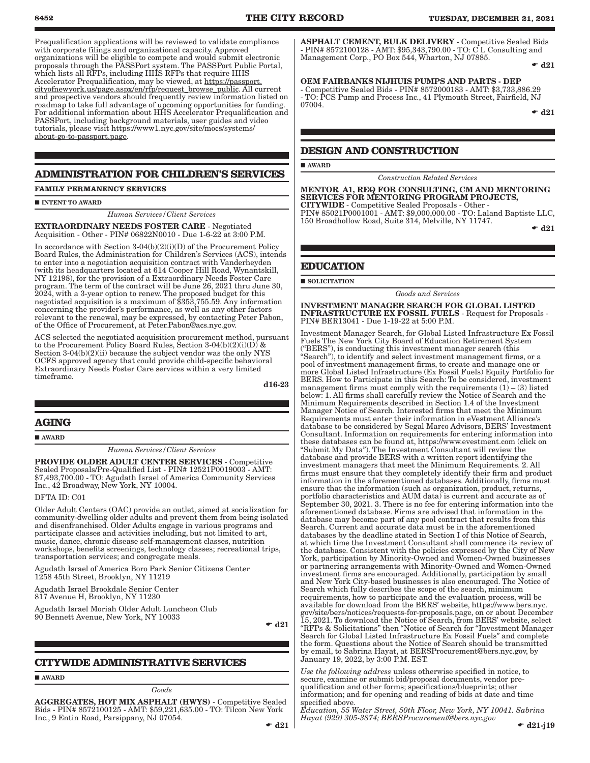Prequalification applications will be reviewed to validate compliance with corporate filings and organizational capacity. Approved organizations will be eligible to compete and would submit electronic proposals through the PASSPort system. The PASSPort Public Portal, which lists all RFPs, including HHS RFPs that require HHS Accelerator Prequalification, may be viewed, at https://passport.cityofnewyork.us/page.aspx/en/rfp/request_browse_public. All current and prospective vendors should frequently review information listed on roadmap to take full advantage of upcoming opportunities for funding. For additional information about HHS Accelerator Prequalification and PASSPort, including background materials, user guides and video tutorials, please visit https://www1.nyc.gov/site/mocs/systems/about-go-to-passport.page.

## ADMINISTRATION FOR CHILDREN'S SERVICES

**FAMILY PERMANENCY SERVICES**

■ **INTENT TO AWARD**

*Human Services/Client Services*

**EXTRAORDINARY NEEDS FOSTER CARE** - Negotiated Acquisition - Other - PIN# 06822N0010 - Due 1-6-22 at 3:00 P.M.

In accordance with Section 3-04(b)(2)(i)(D) of the Procurement Policy Board Rules, the Administration for Children's Services (ACS), intends to enter into a negotiation acquisition contract with Vanderheyden (with its headquarters located at 614 Cooper Hill Road, Wynantskill, NY 12198), for the provision of a Extraordinary Needs Foster Care program. The term of the contract will be June 26, 2021 thru June 30, 2024, with a 3-year option to renew. The proposed budget for this negotiated acquisition is a maximum of $353,755.59. Any information concerning the provider's performance, as well as any other factors relevant to the renewal, may be expressed, by contacting Peter Pabon, of the Office of Procurement, at Peter.Pabon@acs.nyc.gov.

ACS selected the negotiated acquisition procurement method, pursuant to the Procurement Policy Board Rules, Section 3-04(b)(2)(i)(D) & Section 3-04(b)(2)(ii) because the subject vendor was the only NYS OCFS approved agency that could provide child-specific behavioral Extraordinary Needs Foster Care services within a very limited timeframe.

d16-23

## AGING

■ **AWARD**

*Human Services/Client Services*

**PROVIDE OLDER ADULT CENTER SERVICES** - Competitive Sealed Proposals/Pre-Qualified List - PIN# 12521P0019003 - AMT: $7,493,700.00 - TO: Agudath Israel of America Community Services Inc., 42 Broadway, New York, NY 10004.

DFTA ID: C01

Older Adult Centers (OAC) provide an outlet, aimed at socialization for community-dwelling older adults and prevent them from being isolated and disenfranchised. Older Adults engage in various programs and participate classes and activities including, but not limited to art, music, dance, chronic disease self-management classes, nutrition workshops, benefits screenings, technology classes; recreational trips, transportation services; and congregate meals.

Agudath Israel of America Boro Park Senior Citizens Center
1258 45th Street, Brooklyn, NY 11219

Agudath Israel Brookdale Senior Center
817 Avenue H, Brooklyn, NY 11230

Agudath Israel Moriah Older Adult Luncheon Club
90 Bennett Avenue, New York, NY 10033

☛ d21

## CITYWIDE ADMINISTRATIVE SERVICES

■ **AWARD**

*Goods*

**AGGREGATES, HOT MIX ASPHALT (HWYS)** - Competitive Sealed Bids - PIN# 8572100125 - AMT: $59,221,635.00 - TO: Tilcon New York Inc., 9 Entin Road, Parsippany, NJ 07054.

☛ d21

**ASPHALT CEMENT, BULK DELIVERY** - Competitive Sealed Bids - PIN# 8572100128 - AMT: $95,343,790.00 - TO: C L Consulting and Management Corp., PO Box 544, Wharton, NJ 07885.

☛ d21

**OEM FAIRBANKS NIJHUIS PUMPS AND PARTS - DEP** - Competitive Sealed Bids - PIN# 8572000183 - AMT: $3,733,886.29 - TO: PCS Pump and Process Inc., 41 Plymouth Street, Fairfield, NJ 07004.

☛ d21

## DESIGN AND CONSTRUCTION

■ **AWARD**

*Construction Related Services*

**MENTOR_A1, REQ FOR CONSULTING, CM AND MENTORING SERVICES FOR MENTORING PROGRAM PROJECTS, CITYWIDE** - Competitive Sealed Proposals - Other - PIN# 85021P0001001 - AMT: $9,000,000.00 - TO: Laland Baptiste LLC, 150 Broadhollow Road, Suite 314, Melville, NY 11747.

☛ d21

## EDUCATION

■ **SOLICITATION**

*Goods and Services*

**INVESTMENT MANAGER SEARCH FOR GLOBAL LISTED INFRASTRUCTURE EX FOSSIL FUELS** - Request for Proposals - PIN# BER13041 - Due 1-19-22 at 5:00 P.M.

Investment Manager Search, for Global Listed Infrastructure Ex Fossil Fuels The New York City Board of Education Retirement System ("BERS"), is conducting this investment manager search (this "Search"), to identify and select investment management firms, or a pool of investment management firms, to create and manage one or more Global Listed Infrastructure (Ex Fossil Fuels) Equity Portfolio for BERS. How to Participate in this Search: To be considered, investment management firms must comply with the requirements (1) – (3) listed below: 1. All firms shall carefully review the Notice of Search and the Minimum Requirements described in Section 1.4 of the Investment Manager Notice of Search. Interested firms that meet the Minimum Requirements must enter their information in eVestment Alliance's database to be considered by Segal Marco Advisors, BERS' Investment Consultant. Information on requirements for entering information into these databases can be found at, https://www.evestment.com (click on "Submit My Data"). The Investment Consultant will review the database and provide BERS with a written report identifying the investment managers that meet the Minimum Requirements. 2. All firms must ensure that they completely identify their firm and product information in the aforementioned databases. Additionally, firms must ensure that the information (such as organization, product, returns, portfolio characteristics and AUM data) is current and accurate as of September 30, 2021. 3. There is no fee for entering information into the aforementioned database. Firms are advised that information in the database may become part of any pool contract that results from this Search. Current and accurate data must be in the aforementioned databases by the deadline stated in Section I of this Notice of Search, at which time the Investment Consultant shall commence its review of the database. Consistent with the policies expressed by the City of New York, participation by Minority-Owned and Women-Owned businesses or partnering arrangements with Minority-Owned and Women-Owned investment firms are encouraged. Additionally, participation by small and New York City-based businesses is also encouraged. The Notice of Search which fully describes the scope of the search, minimum requirements, how to participate and the evaluation process, will be available for download from the BERS' website, https://www.bers.nyc.gov/site/bers/notices/requests-for-proposals.page, on or about December 15, 2021. To download the Notice of Search, from BERS' website, select "RFPs & Solicitations" then "Notice of Search for "Investment Manager Search for Global Listed Infrastructure Ex Fossil Fuels" and complete the form. Questions about the Notice of Search should be transmitted by email, to Sabrina Hayat, at BERSProcurement@bers.nyc.gov, by January 19, 2022, by 3:00 P.M. EST.

*Use the following address* unless otherwise specified in notice, to secure, examine or submit bid/proposal documents, vendor pre-qualification and other forms; specifications/blueprints; other information; and for opening and reading of bids at date and time specified above.

*Education, 55 Water Street, 50th Floor, New York, NY 10041. Sabrina Hayat (929) 305-3874; BERSProcurement@bers.nyc.gov*

☛ d21-j19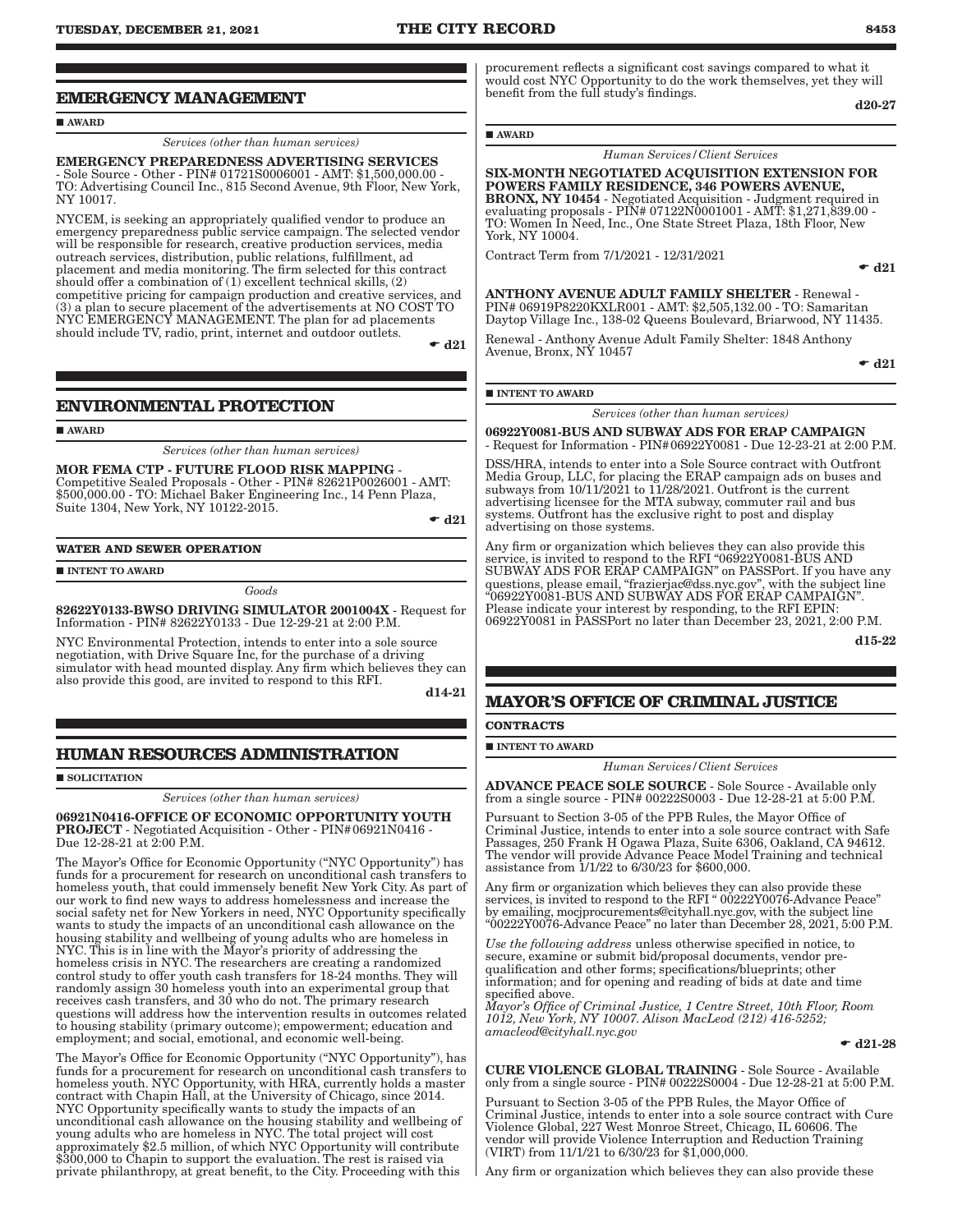## EMERGENCY MANAGEMENT

■ AWARD

*Services (other than human services)*

**EMERGENCY PREPAREDNESS ADVERTISING SERVICES** - Sole Source - Other - PIN# 01721S0006001 - AMT: $1,500,000.00 - TO: Advertising Council Inc., 815 Second Avenue, 9th Floor, New York, NY 10017.

NYCEM, is seeking an appropriately qualified vendor to produce an emergency preparedness public service campaign. The selected vendor will be responsible for research, creative production services, media outreach services, distribution, public relations, fulfillment, ad placement and media monitoring. The firm selected for this contract should offer a combination of (1) excellent technical skills, (2) competitive pricing for campaign production and creative services, and (3) a plan to secure placement of the advertisements at NO COST TO NYC EMERGENCY MANAGEMENT. The plan for ad placements should include TV, radio, print, internet and outdoor outlets.

☛ d21

## ENVIRONMENTAL PROTECTION

■ AWARD

*Services (other than human services)*

**MOR FEMA CTP - FUTURE FLOOD RISK MAPPING** - Competitive Sealed Proposals - Other - PIN# 82621P0026001 - AMT: $500,000.00 - TO: Michael Baker Engineering Inc., 14 Penn Plaza, Suite 1304, New York, NY 10122-2015.

☛ d21

### WATER AND SEWER OPERATION

■ INTENT TO AWARD

*Goods*

**82622Y0133-BWSO DRIVING SIMULATOR 2001004X** - Request for Information - PIN# 82622Y0133 - Due 12-29-21 at 2:00 P.M.

NYC Environmental Protection, intends to enter into a sole source negotiation, with Drive Square Inc, for the purchase of a driving simulator with head mounted display. Any firm which believes they can also provide this good, are invited to respond to this RFI.

d14-21

## HUMAN RESOURCES ADMINISTRATION

■ SOLICITATION

*Services (other than human services)*

**06921N0416-OFFICE OF ECONOMIC OPPORTUNITY YOUTH PROJECT** - Negotiated Acquisition - Other - PIN#06921N0416 - Due 12-28-21 at 2:00 P.M.

The Mayor's Office for Economic Opportunity ("NYC Opportunity") has funds for a procurement for research on unconditional cash transfers to homeless youth, that could immensely benefit New York City. As part of our work to find new ways to address homelessness and increase the social safety net for New Yorkers in need, NYC Opportunity specifically wants to study the impacts of an unconditional cash allowance on the housing stability and wellbeing of young adults who are homeless in NYC. This is in line with the Mayor's priority of addressing the homeless crisis in NYC. The researchers are creating a randomized control study to offer youth cash transfers for 18-24 months. They will randomly assign 30 homeless youth into an experimental group that receives cash transfers, and 30 who do not. The primary research questions will address how the intervention results in outcomes related to housing stability (primary outcome); empowerment; education and employment; and social, emotional, and economic well-being.

The Mayor's Office for Economic Opportunity ("NYC Opportunity"), has funds for a procurement for research on unconditional cash transfers to homeless youth. NYC Opportunity, with HRA, currently holds a master contract with Chapin Hall, at the University of Chicago, since 2014. NYC Opportunity specifically wants to study the impacts of an unconditional cash allowance on the housing stability and wellbeing of young adults who are homeless in NYC. The total project will cost approximately $2.5 million, of which NYC Opportunity will contribute $300,000 to Chapin to support the evaluation. The rest is raised via private philanthropy, at great benefit, to the City. Proceeding with this procurement reflects a significant cost savings compared to what it would cost NYC Opportunity to do the work themselves, yet they will benefit from the full study's findings.

d20-27

■ AWARD

*Human Services/Client Services*

**SIX-MONTH NEGOTIATED ACQUISITION EXTENSION FOR POWERS FAMILY RESIDENCE, 346 POWERS AVENUE, BRONX, NY 10454** - Negotiated Acquisition - Judgment required in evaluating proposals - PIN# 07122N0001001 - AMT: $1,271,839.00 - TO: Women In Need, Inc., One State Street Plaza, 18th Floor, New York, NY 10004.

Contract Term from 7/1/2021 - 12/31/2021

☛ d21

**ANTHONY AVENUE ADULT FAMILY SHELTER** - Renewal - PIN# 06919P8220KXLR001 - AMT: $2,505,132.00 - TO: Samaritan Daytop Village Inc., 138-02 Queens Boulevard, Briarwood, NY 11435.

Renewal - Anthony Avenue Adult Family Shelter: 1848 Anthony Avenue, Bronx, NY 10457

☛ d21

■ INTENT TO AWARD

*Services (other than human services)*

**06922Y0081-BUS AND SUBWAY ADS FOR ERAP CAMPAIGN** - Request for Information - PIN#06922Y0081 - Due 12-23-21 at 2:00 P.M.

DSS/HRA, intends to enter into a Sole Source contract with Outfront Media Group, LLC, for placing the ERAP campaign ads on buses and subways from 10/11/2021 to 11/28/2021. Outfront is the current advertising licensee for the MTA subway, commuter rail and bus systems. Outfront has the exclusive right to post and display advertising on those systems.

Any firm or organization which believes they can also provide this service, is invited to respond to the RFI "06922Y0081-BUS AND SUBWAY ADS FOR ERAP CAMPAIGN" on PASSPort. If you have any questions, please email, "frazierjac@dss.nyc.gov", with the subject line "06922Y0081-BUS AND SUBWAY ADS FOR ERAP CAMPAIGN". Please indicate your interest by responding, to the RFI EPIN: 06922Y0081 in PASSPort no later than December 23, 2021, 2:00 P.M.

d15-22

## MAYOR'S OFFICE OF CRIMINAL JUSTICE

### CONTRACTS

■ INTENT TO AWARD

*Human Services/Client Services*

**ADVANCE PEACE SOLE SOURCE** - Sole Source - Available only from a single source - PIN# 00222S0003 - Due 12-28-21 at 5:00 P.M.

Pursuant to Section 3-05 of the PPB Rules, the Mayor Office of Criminal Justice, intends to enter into a sole source contract with Safe Passages, 250 Frank H Ogawa Plaza, Suite 6306, Oakland, CA 94612. The vendor will provide Advance Peace Model Training and technical assistance from 1/1/22 to 6/30/23 for $600,000.

Any firm or organization which believes they can also provide these services, is invited to respond to the RFI " 00222Y0076-Advance Peace" by emailing, mocjprocurements@cityhall.nyc.gov, with the subject line "00222Y0076-Advance Peace" no later than December 28, 2021, 5:00 P.M.

*Use the following address* unless otherwise specified in notice, to secure, examine or submit bid/proposal documents, vendor pre-qualification and other forms; specifications/blueprints; other information; and for opening and reading of bids at date and time specified above.

*Mayor's Office of Criminal Justice, 1 Centre Street, 10th Floor, Room 1012, New York, NY 10007. Alison MacLeod (212) 416-5252; amacleod@cityhall.nyc.gov*

☛ d21-28

**CURE VIOLENCE GLOBAL TRAINING** - Sole Source - Available only from a single source - PIN# 00222S0004 - Due 12-28-21 at 5:00 P.M.

Pursuant to Section 3-05 of the PPB Rules, the Mayor Office of Criminal Justice, intends to enter into a sole source contract with Cure Violence Global, 227 West Monroe Street, Chicago, IL 60606. The vendor will provide Violence Interruption and Reduction Training (VIRT) from 11/1/21 to 6/30/23 for $1,000,000.

Any firm or organization which believes they can also provide these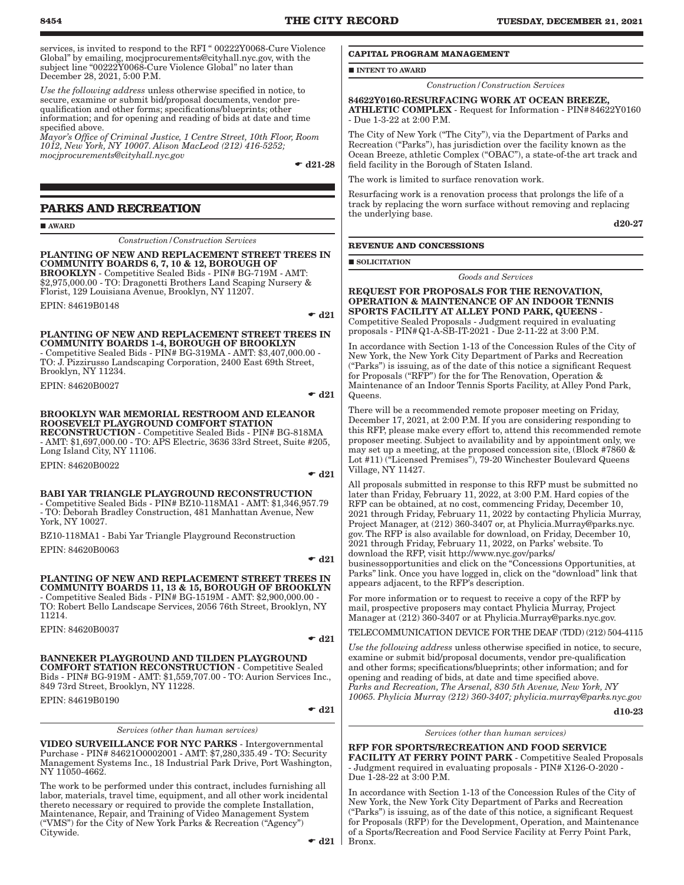services, is invited to respond to the RFI " 00222Y0068-Cure Violence Global" by emailing, mocjprocurements@cityhall.nyc.gov, with the subject line "00222Y0068-Cure Violence Global" no later than December 28, 2021, 5:00 P.M.

*Use the following address* unless otherwise specified in notice, to secure, examine or submit bid/proposal documents, vendor pre-qualification and other forms; specifications/blueprints; other information; and for opening and reading of bids at date and time specified above.
*Mayor's Office of Criminal Justice, 1 Centre Street, 10th Floor, Room 1012, New York, NY 10007. Alison MacLeod (212) 416-5252; mocjprocurements@cityhall.nyc.gov*

☛ d21-28

## PARKS AND RECREATION

■ AWARD

*Construction/Construction Services*

**PLANTING OF NEW AND REPLACEMENT STREET TREES IN COMMUNITY BOARDS 6, 7, 10 & 12, BOROUGH OF BROOKLYN** - Competitive Sealed Bids - PIN# BG-719M - AMT: $2,975,000.00 - TO: Dragonetti Brothers Land Scaping Nursery & Florist, 129 Louisiana Avenue, Brooklyn, NY 11207.

EPIN: 84619B0148

☛ d21

**PLANTING OF NEW AND REPLACEMENT STREET TREES IN COMMUNITY BOARDS 1-4, BOROUGH OF BROOKLYN** - Competitive Sealed Bids - PIN# BG-319MA - AMT: $3,407,000.00 - TO: J. Pizzirusso Landscaping Corporation, 2400 East 69th Street, Brooklyn, NY 11234.

EPIN: 84620B0027

☛ d21

**BROOKLYN WAR MEMORIAL RESTROOM AND ELEANOR ROOSEVELT PLAYGROUND COMFORT STATION RECONSTRUCTION** - Competitive Sealed Bids - PIN# BG-818MA - AMT: $1,697,000.00 - TO: APS Electric, 3636 33rd Street, Suite #205, Long Island City, NY 11106.

EPIN: 84620B0022

☛ d21

**BABI YAR TRIANGLE PLAYGROUND RECONSTRUCTION** - Competitive Sealed Bids - PIN# BZ10-118MA1 - AMT: $1,346,957.79 - TO: Deborah Bradley Construction, 481 Manhattan Avenue, New York, NY 10027.

BZ10-118MA1 - Babi Yar Triangle Playground Reconstruction

EPIN: 84620B0063

☛ d21

**PLANTING OF NEW AND REPLACEMENT STREET TREES IN COMMUNITY BOARDS 11, 13 & 15, BOROUGH OF BROOKLYN** - Competitive Sealed Bids - PIN# BG-1519M - AMT: $2,900,000.00 - TO: Robert Bello Landscape Services, 2056 76th Street, Brooklyn, NY 11214.

EPIN: 84620B0037

☛ d21

**BANNEKER PLAYGROUND AND TILDEN PLAYGROUND COMFORT STATION RECONSTRUCTION** - Competitive Sealed Bids - PIN# BG-919M - AMT: $1,559,707.00 - TO: Aurion Services Inc., 849 73rd Street, Brooklyn, NY 11228.

EPIN: 84619B0190

☛ d21

*Services (other than human services)*

**VIDEO SURVEILLANCE FOR NYC PARKS** - Intergovernmental Purchase - PIN# 84621O0002001 - AMT: $7,280,335.49 - TO: Security Management Systems Inc., 18 Industrial Park Drive, Port Washington, NY 11050-4662.

The work to be performed under this contract, includes furnishing all labor, materials, travel time, equipment, and all other work incidental thereto necessary or required to provide the complete Installation, Maintenance, Repair, and Training of Video Management System ("VMS") for the City of New York Parks & Recreation ("Agency") Citywide.

☛ d21

### CAPITAL PROGRAM MANAGEMENT

■ INTENT TO AWARD

*Construction/Construction Services*

**84622Y0160-RESURFACING WORK AT OCEAN BREEZE, ATHLETIC COMPLEX** - Request for Information - PIN# 84622Y0160 - Due 1-3-22 at 2:00 P.M.

The City of New York ("The City"), via the Department of Parks and Recreation ("Parks"), has jurisdiction over the facility known as the Ocean Breeze, athletic Complex ("OBAC"), a state-of-the art track and field facility in the Borough of Staten Island.

The work is limited to surface renovation work.

Resurfacing work is a renovation process that prolongs the life of a track by replacing the worn surface without removing and replacing the underlying base.

d20-27

### REVENUE AND CONCESSIONS

■ SOLICITATION

*Goods and Services*

**REQUEST FOR PROPOSALS FOR THE RENOVATION, OPERATION & MAINTENANCE OF AN INDOOR TENNIS SPORTS FACILITY AT ALLEY POND PARK, QUEENS** - Competitive Sealed Proposals - Judgment required in evaluating proposals - PIN# Q1-A-SB-IT-2021 - Due 2-11-22 at 3:00 P.M.

In accordance with Section 1-13 of the Concession Rules of the City of New York, the New York City Department of Parks and Recreation ("Parks") is issuing, as of the date of this notice a significant Request for Proposals ("RFP") for the for The Renovation, Operation & Maintenance of an Indoor Tennis Sports Facility, at Alley Pond Park, Queens.

There will be a recommended remote proposer meeting on Friday, December 17, 2021, at 2:00 P.M. If you are considering responding to this RFP, please make every effort to, attend this recommended remote proposer meeting. Subject to availability and by appointment only, we may set up a meeting, at the proposed concession site, (Block #7860 & Lot #11) ("Licensed Premises"), 79-20 Winchester Boulevard Queens Village, NY 11427.

All proposals submitted in response to this RFP must be submitted no later than Friday, February 11, 2022, at 3:00 P.M. Hard copies of the RFP can be obtained, at no cost, commencing Friday, December 10, 2021 through Friday, February 11, 2022 by contacting Phylicia Murray, Project Manager, at (212) 360-3407 or, at Phylicia.Murray@parks.nyc.gov. The RFP is also available for download, on Friday, December 10, 2021 through Friday, February 11, 2022, on Parks' website. To download the RFP, visit http://www.nyc.gov/parks/businessopportunities and click on the "Concessions Opportunities, at Parks" link. Once you have logged in, click on the "download" link that appears adjacent, to the RFP's description.

For more information or to request to receive a copy of the RFP by mail, prospective proposers may contact Phylicia Murray, Project Manager at (212) 360-3407 or at Phylicia.Murray@parks.nyc.gov.

TELECOMMUNICATION DEVICE FOR THE DEAF (TDD) (212) 504-4115

*Use the following address* unless otherwise specified in notice, to secure, examine or submit bid/proposal documents, vendor pre-qualification and other forms; specifications/blueprints; other information; and for opening and reading of bids, at date and time specified above.
*Parks and Recreation, The Arsenal, 830 5th Avenue, New York, NY 10065. Phylicia Murray (212) 360-3407; phylicia.murray@parks.nyc.gov*

d10-23

*Services (other than human services)*

**RFP FOR SPORTS/RECREATION AND FOOD SERVICE FACILITY AT FERRY POINT PARK** - Competitive Sealed Proposals - Judgment required in evaluating proposals - PIN# X126-O-2020 - Due 1-28-22 at 3:00 P.M.

In accordance with Section 1-13 of the Concession Rules of the City of New York, the New York City Department of Parks and Recreation ("Parks") is issuing, as of the date of this notice, a significant Request for Proposals (RFP) for the Development, Operation, and Maintenance of a Sports/Recreation and Food Service Facility at Ferry Point Park, Bronx.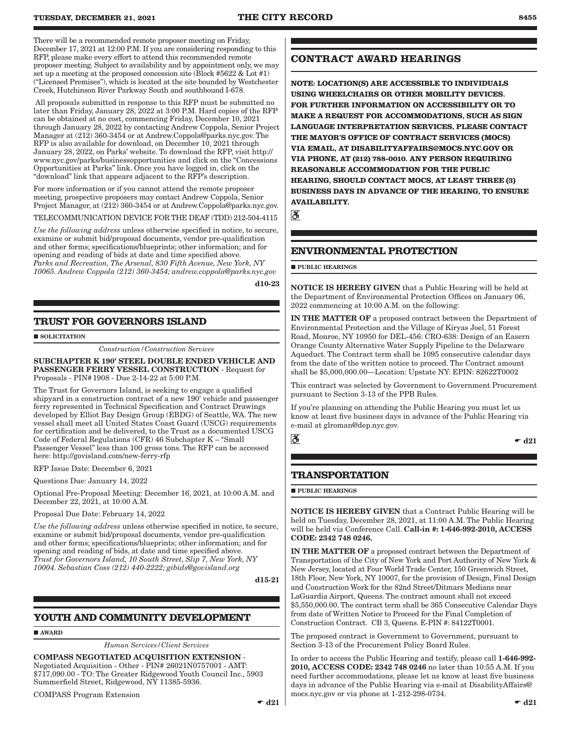There will be a recommended remote proposer meeting on Friday, December 17, 2021 at 12:00 P.M. If you are considering responding to this RFP, please make every effort to attend this recommended remote proposer meeting. Subject to availability and by appointment only, we may set up a meeting at the proposed concession site (Block #5622 & Lot #1) ("Licensed Premises"), which is located at the site bounded by Westchester Creek, Hutchinson River Parkway South and southbound I-678.

All proposals submitted in response to this RFP must be submitted no later than Friday, January 28, 2022 at 3:00 P.M. Hard copies of the RFP can be obtained at no cost, commencing Friday, December 10, 2021 through January 28, 2022 by contacting Andrew Coppola, Senior Project Manager at (212) 360-3454 or at Andrew.Coppola@parks.nyc.gov. The RFP is also available for download, on December 10, 2021 through January 28, 2022, on Parks' website. To download the RFP, visit http://www.nyc.gov/parks/businessopportunities and click on the "Concessions Opportunities at Parks" link. Once you have logged in, click on the "download" link that appears adjacent to the RFP's description.

For more information or if you cannot attend the remote proposer meeting, prospective proposers may contact Andrew Coppola, Senior Project Manager, at (212) 360-3454 or at Andrew.Coppola@parks.nyc.gov.

TELECOMMUNICATION DEVICE FOR THE DEAF (TDD) 212-504-4115

*Use the following address* unless otherwise specified in notice, to secure, examine or submit bid/proposal documents, vendor pre-qualification and other forms; specifications/blueprints; other information; and for opening and reading of bids at date and time specified above.
*Parks and Recreation, The Arsenal, 830 Fifth Avenue, New York, NY 10065. Andrew Coppola (212) 360-3454; andrew.coppola@parks.nyc.gov*

**d10-23**

## TRUST FOR GOVERNORS ISLAND

■ **SOLICITATION**

*Construction/Construction Services*

**SUBCHAPTER K 190' STEEL DOUBLE ENDED VEHICLE AND PASSENGER FERRY VESSEL CONSTRUCTION** - Request for Proposals - PIN# 1908 - Due 2-14-22 at 5:00 P.M.

The Trust for Governors Island, is seeking to engage a qualified shipyard in a construction contract of a new 190' vehicle and passenger ferry represented in Technical Specification and Contract Drawings developed by Elliot Bay Design Group (EBDG) of Seattle, WA. The new vessel shall meet all United States Coast Guard (USCG) requirements for certification and be delivered, to the Trust as a documented USCG Code of Federal Regulations (CFR) 46 Subchapter K – "Small Passenger Vessel" less than 100 gross tons. The RFP can be accessed here: http://govisland.com/new-ferry-rfp

RFP Issue Date: December 6, 2021

Questions Due: January 14, 2022

Optional Pre-Proposal Meeting: December 16, 2021, at 10:00 A.M. and December 22, 2021, at 10:00 A.M.

Proposal Due Date: February 14, 2022

*Use the following address* unless otherwise specified in notice, to secure, examine or submit bid/proposal documents, vendor pre-qualification and other forms; specifications/blueprints; other information; and for opening and reading of bids at date and time specified above.
*Trust for Governors Island, 10 South Street, Slip 7, New York, NY 10004. Sebastian Coss (212) 440-2222; gibids@govisland.org*

**d15-21**

## YOUTH AND COMMUNITY DEVELOPMENT

■ **AWARD**

*Human Services/Client Services*

**COMPASS NEGOTIATED ACQUISITION EXTENSION** - Negotiated Acquisition - Other - PIN# 26021N0757001 - AMT: $717,090.00 - TO: The Greater Ridgewood Youth Council Inc., 5903 Summerfield Street, Ridgewood, NY 11385-5936.

COMPASS Program Extension

☛ **d21**

# CONTRACT AWARD HEARINGS

**NOTE: LOCATION(S) ARE ACCESSIBLE TO INDIVIDUALS USING WHEELCHAIRS OR OTHER MOBILITY DEVICES. FOR FURTHER INFORMATION ON ACCESSIBILITY OR TO MAKE A REQUEST FOR ACCOMMODATIONS, SUCH AS SIGN LANGUAGE INTERPRETATION SERVICES, PLEASE CONTACT THE MAYOR'S OFFICE OF CONTRACT SERVICES (MOCS) VIA EMAIL, AT DISABILITYAFFAIRS@MOCS.NYC.GOV OR VIA PHONE, AT (212) 788-0010. ANY PERSON REQUIRING REASONABLE ACCOMMODATION FOR THE PUBLIC HEARING, SHOULD CONTACT MOCS, AT LEAST THREE (3) BUSINESS DAYS IN ADVANCE OF THE HEARING, TO ENSURE AVAILABILITY.**

♿

## ENVIRONMENTAL PROTECTION

■ **PUBLIC HEARINGS**

**NOTICE IS HEREBY GIVEN** that a Public Hearing will be held at the Department of Environmental Protection Offices on January 06, 2022 commencing at 10:00 A.M. on the following:

**IN THE MATTER OF** a proposed contract between the Department of Environmental Protection and the Village of Kiryas Joel, 51 Forest Road, Monroe, NY 10950 for DEL-456: CRO-638: Design of an Eastern Orange County Alternative Water Supply Pipeline to the Delaware Aqueduct. The Contract term shall be 1095 consecutive calendar days from the date of the written notice to proceed. The Contract amount shall be $5,000,000.00—Location: Upstate NY: EPIN: 82622T0002

This contract was selected by Government to Government Procurement pursuant to Section 3-13 of the PPB Rules.

If you're planning on attending the Public Hearing you must let us know at least five business days in advance of the Public Hearing via e-mail at glroman@dep.nyc.gov.

♿

☛ **d21**

## TRANSPORTATION

■ **PUBLIC HEARINGS**

**NOTICE IS HEREBY GIVEN** that a Contract Public Hearing will be held on Tuesday, December 28, 2021, at 11:00 A.M. The Public Hearing will be held via Conference Call. **Call-in #: 1-646-992-2010, ACCESS CODE: 2342 748 0246.**

**IN THE MATTER OF** a proposed contract between the Department of Transportation of the City of New York and Port Authority of New York & New Jersey, located at Four World Trade Center, 150 Greenwich Street, 18th Floor, New York, NY 10007, for the provision of Design, Final Design and Construction Work for the 82nd Street/Ditmars Medians near LaGuardia Airport, Queens. The contract amount shall not exceed $5,550,000.00. The contract term shall be 365 Consecutive Calendar Days from date of Written Notice to Proceed for the Final Completion of Construction Contract. CB 3, Queens. E-PIN #: 84122T0001.

The proposed contract is Government to Government, pursuant to Section 3-13 of the Procurement Policy Board Rules.

In order to access the Public Hearing and testify, please call **1-646-992-2010, ACCESS CODE: 2342 748 0246** no later than 10:55 A.M. If you need further accommodations, please let us know at least five business days in advance of the Public Hearing via e-mail at DisabilityAffairs@mocs.nyc.gov or via phone at 1-212-298-0734.

☛ **d21**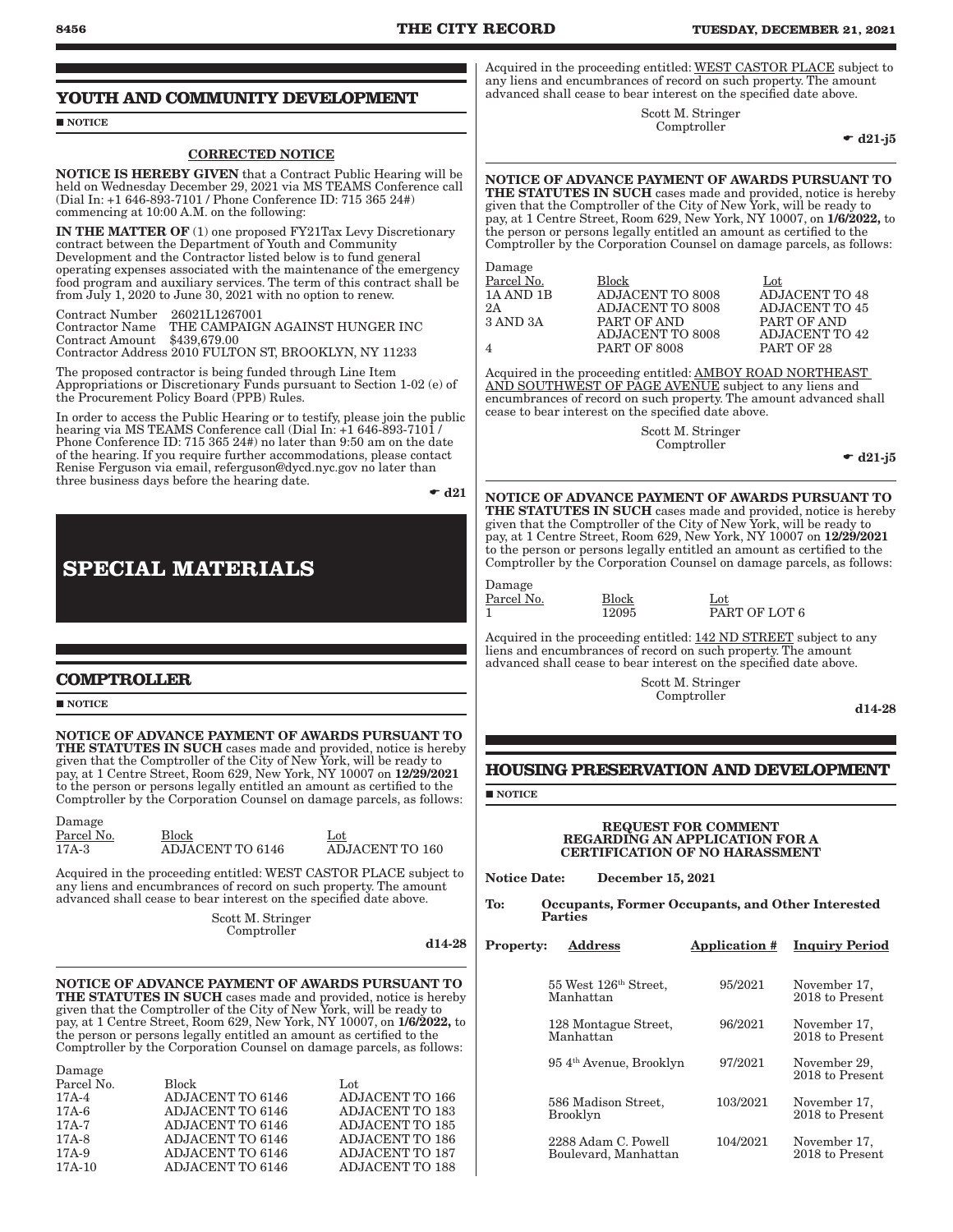## YOUTH AND COMMUNITY DEVELOPMENT

■ NOTICE

CORRECTED NOTICE

**NOTICE IS HEREBY GIVEN** that a Contract Public Hearing will be held on Wednesday December 29, 2021 via MS TEAMS Conference call (Dial In: +1 646-893-7101 / Phone Conference ID: 715 365 24#) commencing at 10:00 A.M. on the following:

**IN THE MATTER OF** (1) one proposed FY21Tax Levy Discretionary contract between the Department of Youth and Community Development and the Contractor listed below is to fund general operating expenses associated with the maintenance of the emergency food program and auxiliary services. The term of this contract shall be from July 1, 2020 to June 30, 2021 with no option to renew.

Contract Number 26021L1267001
Contractor Name THE CAMPAIGN AGAINST HUNGER INC
Contract Amount $439,679.00
Contractor Address 2010 FULTON ST, BROOKLYN, NY 11233

The proposed contractor is being funded through Line Item Appropriations or Discretionary Funds pursuant to Section 1-02 (e) of the Procurement Policy Board (PPB) Rules.

In order to access the Public Hearing or to testify, please join the public hearing via MS TEAMS Conference call (Dial In: +1 646-893-7101 / Phone Conference ID: 715 365 24#) no later than 9:50 am on the date of the hearing. If you require further accommodations, please contact Renise Ferguson via email, referguson@dycd.nyc.gov no later than three business days before the hearing date.

☛ d21

# SPECIAL MATERIALS

## COMPTROLLER

■ NOTICE

**NOTICE OF ADVANCE PAYMENT OF AWARDS PURSUANT TO THE STATUTES IN SUCH** cases made and provided, notice is hereby given that the Comptroller of the City of New York, will be ready to pay, at 1 Centre Street, Room 629, New York, NY 10007 on **12/29/2021** to the person or persons legally entitled an amount as certified to the Comptroller by the Corporation Counsel on damage parcels, as follows:

| Damage Parcel No. | Block | Lot |
|---|---|---|
| 17A-3 | ADJACENT TO 6146 | ADJACENT TO 160 |

Acquired in the proceeding entitled: WEST CASTOR PLACE subject to any liens and encumbrances of record on such property. The amount advanced shall cease to bear interest on the specified date above.

Scott M. Stringer
Comptroller

d14-28

**NOTICE OF ADVANCE PAYMENT OF AWARDS PURSUANT TO THE STATUTES IN SUCH** cases made and provided, notice is hereby given that the Comptroller of the City of New York, will be ready to pay, at 1 Centre Street, Room 629, New York, NY 10007, on **1/6/2022,** to the person or persons legally entitled an amount as certified to the Comptroller by the Corporation Counsel on damage parcels, as follows:

| Damage Parcel No. | Block | Lot |
|---|---|---|
| 17A-4 | ADJACENT TO 6146 | ADJACENT TO 166 |
| 17A-6 | ADJACENT TO 6146 | ADJACENT TO 183 |
| 17A-7 | ADJACENT TO 6146 | ADJACENT TO 185 |
| 17A-8 | ADJACENT TO 6146 | ADJACENT TO 186 |
| 17A-9 | ADJACENT TO 6146 | ADJACENT TO 187 |
| 17A-10 | ADJACENT TO 6146 | ADJACENT TO 188 |

Acquired in the proceeding entitled: WEST CASTOR PLACE subject to any liens and encumbrances of record on such property. The amount advanced shall cease to bear interest on the specified date above.

Scott M. Stringer
Comptroller

☛ d21-j5

**NOTICE OF ADVANCE PAYMENT OF AWARDS PURSUANT TO THE STATUTES IN SUCH** cases made and provided, notice is hereby given that the Comptroller of the City of New York, will be ready to pay, at 1 Centre Street, Room 629, New York, NY 10007, on **1/6/2022,** to the person or persons legally entitled an amount as certified to the Comptroller by the Corporation Counsel on damage parcels, as follows:

| Damage Parcel No. | Block | Lot |
|---|---|---|
| 1A AND 1B | ADJACENT TO 8008 | ADJACENT TO 48 |
| 2A | ADJACENT TO 8008 | ADJACENT TO 45 |
| 3 AND 3A | PART OF AND ADJACENT TO 8008 | PART OF AND ADJACENT TO 42 |
| 4 | PART OF 8008 | PART OF 28 |

Acquired in the proceeding entitled: AMBOY ROAD NORTHEAST AND SOUTHWEST OF PAGE AVENUE subject to any liens and encumbrances of record on such property. The amount advanced shall cease to bear interest on the specified date above.

Scott M. Stringer
Comptroller

☛ d21-j5

**NOTICE OF ADVANCE PAYMENT OF AWARDS PURSUANT TO THE STATUTES IN SUCH** cases made and provided, notice is hereby given that the Comptroller of the City of New York, will be ready to pay, at 1 Centre Street, Room 629, New York, NY 10007 on **12/29/2021** to the person or persons legally entitled an amount as certified to the Comptroller by the Corporation Counsel on damage parcels, as follows:

| Damage Parcel No. | Block | Lot |
|---|---|---|
| 1 | 12095 | PART OF LOT 6 |

Acquired in the proceeding entitled: 142 ND STREET subject to any liens and encumbrances of record on such property. The amount advanced shall cease to bear interest on the specified date above.

Scott M. Stringer
Comptroller

d14-28

## HOUSING PRESERVATION AND DEVELOPMENT

■ NOTICE

**REQUEST FOR COMMENT REGARDING AN APPLICATION FOR A CERTIFICATION OF NO HARASSMENT**

**Notice Date:** **December 15, 2021**

**To:** **Occupants, Former Occupants, and Other Interested Parties**

| Property: Address | Application # | Inquiry Period |
|---|---|---|
| 55 West 126th Street, Manhattan | 95/2021 | November 17, 2018 to Present |
| 128 Montague Street, Manhattan | 96/2021 | November 17, 2018 to Present |
| 95 4th Avenue, Brooklyn | 97/2021 | November 29, 2018 to Present |
| 586 Madison Street, Brooklyn | 103/2021 | November 17, 2018 to Present |
| 2288 Adam C. Powell Boulevard, Manhattan | 104/2021 | November 17, 2018 to Present |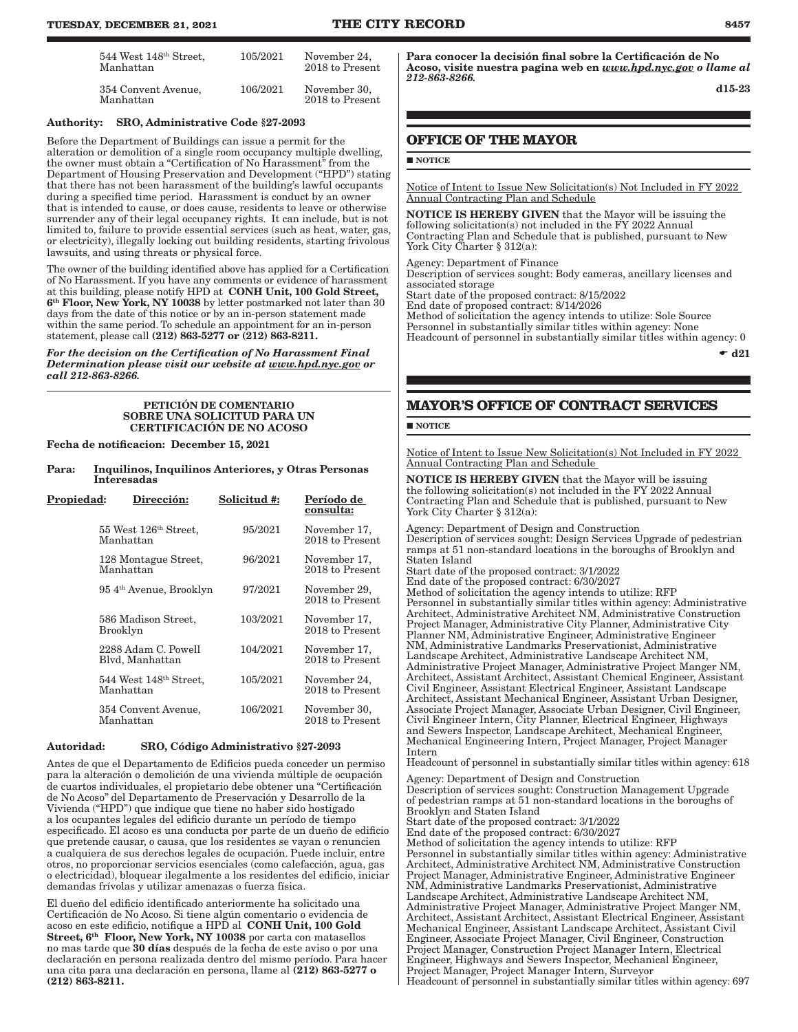| | | |
|---|---|---|
| 544 West 148th Street, Manhattan | 105/2021 | November 24, 2018 to Present |
| 354 Convent Avenue, Manhattan | 106/2021 | November 30, 2018 to Present |

**Authority: SRO, Administrative Code §27-2093**

Before the Department of Buildings can issue a permit for the alteration or demolition of a single room occupancy multiple dwelling, the owner must obtain a "Certification of No Harassment" from the Department of Housing Preservation and Development ("HPD") stating that there has not been harassment of the building's lawful occupants during a specified time period. Harassment is conduct by an owner that is intended to cause, or does cause, residents to leave or otherwise surrender any of their legal occupancy rights. It can include, but is not limited to, failure to provide essential services (such as heat, water, gas, or electricity), illegally locking out building residents, starting frivolous lawsuits, and using threats or physical force.

The owner of the building identified above has applied for a Certification of No Harassment. If you have any comments or evidence of harassment at this building, please notify HPD at **CONH Unit, 100 Gold Street, 6th Floor, New York, NY 10038** by letter postmarked not later than 30 days from the date of this notice or by an in-person statement made within the same period. To schedule an appointment for an in-person statement, please call **(212) 863-5277 or (212) 863-8211.**

***For the decision on the Certification of No Harassment Final Determination please visit our website at www.hpd.nyc.gov or call 212-863-8266.***

**PETICIÓN DE COMENTARIO SOBRE UNA SOLICITUD PARA UN CERTIFICACIÓN DE NO ACOSO**

**Fecha de notificacion: December 15, 2021**

**Para: Inquilinos, Inquilinos Anteriores, y Otras Personas Interesadas**

| Propiedad: Dirección: | Solicitud #: | Período de consulta: |
|---|---|---|
| 55 West 126th Street, Manhattan | 95/2021 | November 17, 2018 to Present |
| 128 Montague Street, Manhattan | 96/2021 | November 17, 2018 to Present |
| 95 4th Avenue, Brooklyn | 97/2021 | November 29, 2018 to Present |
| 586 Madison Street, Brooklyn | 103/2021 | November 17, 2018 to Present |
| 2288 Adam C. Powell Blvd, Manhattan | 104/2021 | November 17, 2018 to Present |
| 544 West 148th Street, Manhattan | 105/2021 | November 24, 2018 to Present |
| 354 Convent Avenue, Manhattan | 106/2021 | November 30, 2018 to Present |

**Autoridad: SRO, Código Administrativo §27-2093**

Antes de que el Departamento de Edificios pueda conceder un permiso para la alteración o demolición de una vivienda múltiple de ocupación de cuartos individuales, el propietario debe obtener una "Certificación de No Acoso" del Departamento de Preservación y Desarrollo de la Vivienda ("HPD") que indique que tiene no haber sido hostigado a los ocupantes legales del edificio durante un período de tiempo especificado. El acoso es una conducta por parte de un dueño de edificio que pretende causar, o causa, que los residentes se vayan o renuncien a cualquiera de sus derechos legales de ocupación. Puede incluir, entre otros, no proporcionar servicios esenciales (como calefacción, agua, gas o electricidad), bloquear ilegalmente a los residentes del edificio, iniciar demandas frívolas y utilizar amenazas o fuerza física.

El dueño del edificio identificado anteriormente ha solicitado una Certificación de No Acoso. Si tiene algún comentario o evidencia de acoso en este edificio, notifique a HPD al **CONH Unit, 100 Gold Street, 6th Floor, New York, NY 10038** por carta con matasellos no mas tarde que **30 días** después de la fecha de este aviso o por una declaración en persona realizada dentro del mismo período. Para hacer una cita para una declaración en persona, llame al **(212) 863-5277 o (212) 863-8211.**

***Para conocer la decisión final sobre la Certificación de No Acoso, visite nuestra pagina web en www.hpd.nyc.gov o llame al 212-863-8266.***

d15-23

## OFFICE OF THE MAYOR

■ NOTICE

Notice of Intent to Issue New Solicitation(s) Not Included in FY 2022 Annual Contracting Plan and Schedule

**NOTICE IS HEREBY GIVEN** that the Mayor will be issuing the following solicitation(s) not included in the FY 2022 Annual Contracting Plan and Schedule that is published, pursuant to New York City Charter § 312(a):

Agency: Department of Finance
Description of services sought: Body cameras, ancillary licenses and associated storage
Start date of the proposed contract: 8/15/2022
End date of proposed contract: 8/14/2026
Method of solicitation the agency intends to utilize: Sole Source
Personnel in substantially similar titles within agency: None
Headcount of personnel in substantially similar titles within agency: 0

☛ d21

## MAYOR'S OFFICE OF CONTRACT SERVICES

■ NOTICE

Notice of Intent to Issue New Solicitation(s) Not Included in FY 2022 Annual Contracting Plan and Schedule

**NOTICE IS HEREBY GIVEN** that the Mayor will be issuing the following solicitation(s) not included in the FY 2022 Annual Contracting Plan and Schedule that is published, pursuant to New York City Charter § 312(a):

Agency: Department of Design and Construction
Description of services sought: Design Services Upgrade of pedestrian ramps at 51 non-standard locations in the boroughs of Brooklyn and Staten Island
Start date of the proposed contract: 3/1/2022
End date of the proposed contract: 6/30/2027
Method of solicitation the agency intends to utilize: RFP
Personnel in substantially similar titles within agency: Administrative Architect, Administrative Architect NM, Administrative Construction Project Manager, Administrative City Planner, Administrative City Planner NM, Administrative Engineer, Administrative Engineer NM, Administrative Landmarks Preservationist, Administrative Landscape Architect, Administrative Landscape Architect NM, Administrative Project Manager, Administrative Project Manger NM, Architect, Assistant Architect, Assistant Chemical Engineer, Assistant Civil Engineer, Assistant Electrical Engineer, Assistant Landscape Architect, Assistant Mechanical Engineer, Assistant Urban Designer, Associate Project Manager, Associate Urban Designer, Civil Engineer, Civil Engineer Intern, City Planner, Electrical Engineer, Highways and Sewers Inspector, Landscape Architect, Mechanical Engineer, Mechanical Engineering Intern, Project Manager, Project Manager Intern
Headcount of personnel in substantially similar titles within agency: 618

Agency: Department of Design and Construction
Description of services sought: Construction Management Upgrade of pedestrian ramps at 51 non-standard locations in the boroughs of Brooklyn and Staten Island
Start date of the proposed contract: 3/1/2022
End date of the proposed contract: 6/30/2027
Method of solicitation the agency intends to utilize: RFP
Personnel in substantially similar titles within agency: Administrative Architect, Administrative Architect NM, Administrative Construction Project Manager, Administrative Engineer, Administrative Engineer NM, Administrative Landmarks Preservationist, Administrative Landscape Architect, Administrative Landscape Architect NM, Administrative Project Manager, Administrative Project Manger NM, Architect, Assistant Architect, Assistant Electrical Engineer, Assistant Mechanical Engineer, Assistant Landscape Architect, Assistant Civil Engineer, Associate Project Manager, Civil Engineer, Construction Project Manager, Construction Project Manager Intern, Electrical Engineer, Highways and Sewers Inspector, Mechanical Engineer, Project Manager, Project Manager Intern, Surveyor
Headcount of personnel in substantially similar titles within agency: 697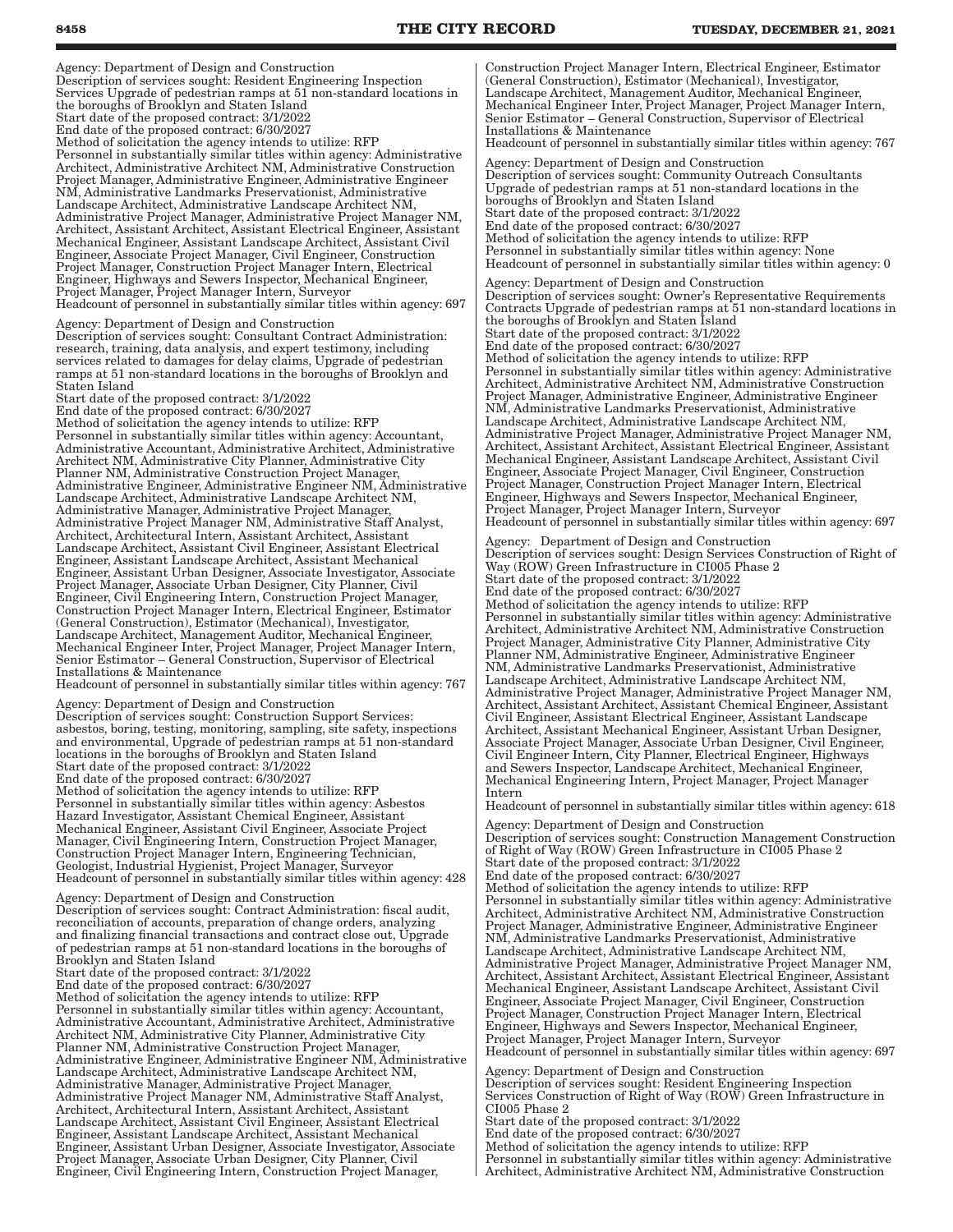Agency: Department of Design and Construction
Description of services sought: Resident Engineering Inspection Services Upgrade of pedestrian ramps at 51 non-standard locations in the boroughs of Brooklyn and Staten Island
Start date of the proposed contract: 3/1/2022
End date of the proposed contract: 6/30/2027
Method of solicitation the agency intends to utilize: RFP
Personnel in substantially similar titles within agency: Administrative Architect, Administrative Architect NM, Administrative Construction Project Manager, Administrative Engineer, Administrative Engineer NM, Administrative Landmarks Preservationist, Administrative Landscape Architect, Administrative Landscape Architect NM, Administrative Project Manager, Administrative Project Manager NM, Architect, Assistant Architect, Assistant Electrical Engineer, Assistant Mechanical Engineer, Assistant Landscape Architect, Assistant Civil Engineer, Associate Project Manager, Civil Engineer, Construction Project Manager, Construction Project Manager Intern, Electrical Engineer, Highways and Sewers Inspector, Mechanical Engineer, Project Manager, Project Manager Intern, Surveyor
Headcount of personnel in substantially similar titles within agency: 697

Agency: Department of Design and Construction
Description of services sought: Consultant Contract Administration: research, training, data analysis, and expert testimony, including services related to damages for delay claims, Upgrade of pedestrian ramps at 51 non-standard locations in the boroughs of Brooklyn and Staten Island
Start date of the proposed contract: 3/1/2022
End date of the proposed contract: 6/30/2027
Method of solicitation the agency intends to utilize: RFP
Personnel in substantially similar titles within agency: Accountant, Administrative Accountant, Administrative Architect, Administrative Architect NM, Administrative City Planner, Administrative City Planner NM, Administrative Construction Project Manager, Administrative Engineer, Administrative Engineer NM, Administrative Landscape Architect, Administrative Landscape Architect NM, Administrative Manager, Administrative Project Manager, Administrative Project Manager NM, Administrative Staff Analyst, Architect, Architectural Intern, Assistant Architect, Assistant Landscape Architect, Assistant Civil Engineer, Assistant Electrical Engineer, Assistant Landscape Architect, Assistant Mechanical Engineer, Assistant Urban Designer, Associate Investigator, Associate Project Manager, Associate Urban Designer, City Planner, Civil Engineer, Civil Engineering Intern, Construction Project Manager, Construction Project Manager Intern, Electrical Engineer, Estimator (General Construction), Estimator (Mechanical), Investigator, Landscape Architect, Management Auditor, Mechanical Engineer, Mechanical Engineer Inter, Project Manager, Project Manager Intern, Senior Estimator – General Construction, Supervisor of Electrical Installations & Maintenance
Headcount of personnel in substantially similar titles within agency: 767

Agency: Department of Design and Construction
Description of services sought: Construction Support Services: asbestos, boring, testing, monitoring, sampling, site safety, inspections and environmental, Upgrade of pedestrian ramps at 51 non-standard locations in the boroughs of Brooklyn and Staten Island
Start date of the proposed contract: 3/1/2022
End date of the proposed contract: 6/30/2027
Method of solicitation the agency intends to utilize: RFP
Personnel in substantially similar titles within agency: Asbestos Hazard Investigator, Assistant Chemical Engineer, Assistant Mechanical Engineer, Assistant Civil Engineer, Associate Project Manager, Civil Engineering Intern, Construction Project Manager, Construction Project Manager Intern, Engineering Technician, Geologist, Industrial Hygienist, Project Manager, Surveyor
Headcount of personnel in substantially similar titles within agency: 428

Agency: Department of Design and Construction
Description of services sought: Contract Administration: fiscal audit, reconciliation of accounts, preparation of change orders, analyzing and finalizing financial transactions and contract close out, Upgrade of pedestrian ramps at 51 non-standard locations in the boroughs of Brooklyn and Staten Island
Start date of the proposed contract: 3/1/2022
End date of the proposed contract: 6/30/2027
Method of solicitation the agency intends to utilize: RFP
Personnel in substantially similar titles within agency: Accountant, Administrative Accountant, Administrative Architect, Administrative Architect NM, Administrative City Planner, Administrative City Planner NM, Administrative Construction Project Manager, Administrative Engineer, Administrative Engineer NM, Administrative Landscape Architect, Administrative Landscape Architect NM, Administrative Manager, Administrative Project Manager, Administrative Project Manager NM, Administrative Staff Analyst, Architect, Architectural Intern, Assistant Architect, Assistant Landscape Architect, Assistant Civil Engineer, Assistant Electrical Engineer, Assistant Landscape Architect, Assistant Mechanical Engineer, Assistant Urban Designer, Associate Investigator, Associate Project Manager, Associate Urban Designer, City Planner, Civil Engineer, Civil Engineering Intern, Construction Project Manager, Construction Project Manager Intern, Electrical Engineer, Estimator (General Construction), Estimator (Mechanical), Investigator, Landscape Architect, Management Auditor, Mechanical Engineer, Mechanical Engineer Inter, Project Manager, Project Manager Intern, Senior Estimator – General Construction, Supervisor of Electrical Installations & Maintenance
Headcount of personnel in substantially similar titles within agency: 767

Agency: Department of Design and Construction
Description of services sought: Community Outreach Consultants Upgrade of pedestrian ramps at 51 non-standard locations in the boroughs of Brooklyn and Staten Island
Start date of the proposed contract: 3/1/2022
End date of the proposed contract: 6/30/2027
Method of solicitation the agency intends to utilize: RFP
Personnel in substantially similar titles within agency: None
Headcount of personnel in substantially similar titles within agency: 0

Agency: Department of Design and Construction
Description of services sought: Owner's Representative Requirements Contracts Upgrade of pedestrian ramps at 51 non-standard locations in the boroughs of Brooklyn and Staten Island
Start date of the proposed contract: 3/1/2022
End date of the proposed contract: 6/30/2027
Method of solicitation the agency intends to utilize: RFP
Personnel in substantially similar titles within agency: Administrative Architect, Administrative Architect NM, Administrative Construction Project Manager, Administrative Engineer, Administrative Engineer NM, Administrative Landmarks Preservationist, Administrative Landscape Architect, Administrative Landscape Architect NM, Administrative Project Manager, Administrative Project Manager NM, Architect, Assistant Architect, Assistant Electrical Engineer, Assistant Mechanical Engineer, Assistant Landscape Architect, Assistant Civil Engineer, Associate Project Manager, Civil Engineer, Construction Project Manager, Construction Project Manager Intern, Electrical Engineer, Highways and Sewers Inspector, Mechanical Engineer, Project Manager, Project Manager Intern, Surveyor
Headcount of personnel in substantially similar titles within agency: 697

Agency: Department of Design and Construction
Description of services sought: Design Services Construction of Right of Way (ROW) Green Infrastructure in CI005 Phase 2
Start date of the proposed contract: 3/1/2022
End date of the proposed contract: 6/30/2027
Method of solicitation the agency intends to utilize: RFP
Personnel in substantially similar titles within agency: Administrative Architect, Administrative Architect NM, Administrative Construction Project Manager, Administrative City Planner, Administrative City Planner NM, Administrative Engineer, Administrative Engineer NM, Administrative Landmarks Preservationist, Administrative Landscape Architect, Administrative Landscape Architect NM, Administrative Project Manager, Administrative Project Manager NM, Architect, Assistant Architect, Assistant Chemical Engineer, Assistant Civil Engineer, Assistant Electrical Engineer, Assistant Landscape Architect, Assistant Mechanical Engineer, Assistant Urban Designer, Associate Project Manager, Associate Urban Designer, Civil Engineer, Civil Engineer Intern, City Planner, Electrical Engineer, Highways and Sewers Inspector, Landscape Architect, Mechanical Engineer, Mechanical Engineering Intern, Project Manager, Project Manager Intern
Headcount of personnel in substantially similar titles within agency: 618

Agency: Department of Design and Construction
Description of services sought: Construction Management Construction of Right of Way (ROW) Green Infrastructure in CI005 Phase 2
Start date of the proposed contract: 3/1/2022
End date of the proposed contract: 6/30/2027
Method of solicitation the agency intends to utilize: RFP
Personnel in substantially similar titles within agency: Administrative Architect, Administrative Architect NM, Administrative Construction Project Manager, Administrative Engineer, Administrative Engineer NM, Administrative Landmarks Preservationist, Administrative Landscape Architect, Administrative Landscape Architect NM, Administrative Project Manager, Administrative Project Manager NM, Architect, Assistant Architect, Assistant Electrical Engineer, Assistant Mechanical Engineer, Assistant Landscape Architect, Assistant Civil Engineer, Associate Project Manager, Civil Engineer, Construction Project Manager, Construction Project Manager Intern, Electrical Engineer, Highways and Sewers Inspector, Mechanical Engineer, Project Manager, Project Manager Intern, Surveyor
Headcount of personnel in substantially similar titles within agency: 697

Agency: Department of Design and Construction
Description of services sought: Resident Engineering Inspection Services Construction of Right of Way (ROW) Green Infrastructure in CI005 Phase 2
Start date of the proposed contract: 3/1/2022
End date of the proposed contract: 6/30/2027
Method of solicitation the agency intends to utilize: RFP
Personnel in substantially similar titles within agency: Administrative Architect, Administrative Architect NM, Administrative Construction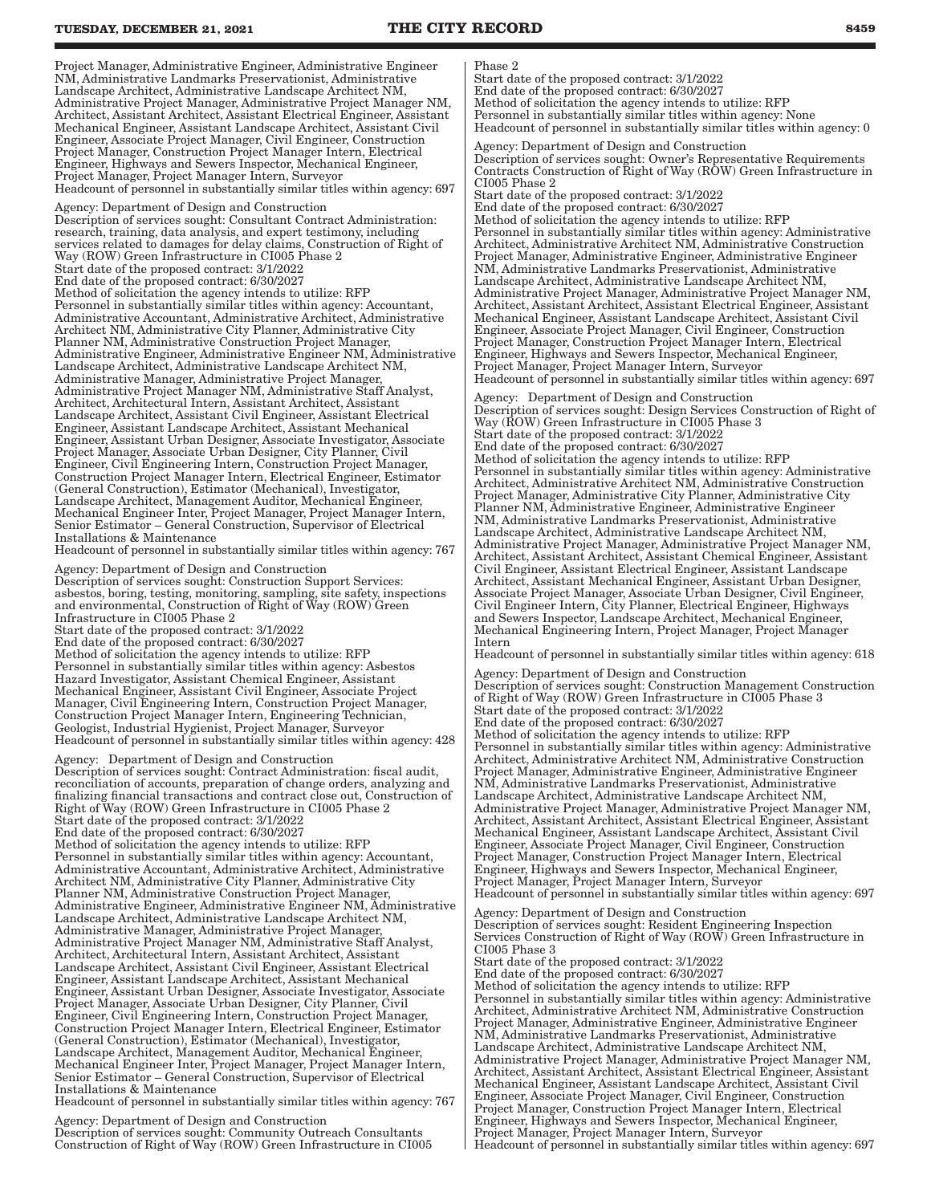Project Manager, Administrative Engineer, Administrative Engineer NM, Administrative Landmarks Preservationist, Administrative Landscape Architect, Administrative Landscape Architect NM, Administrative Project Manager, Administrative Project Manager NM, Architect, Assistant Architect, Assistant Electrical Engineer, Assistant Mechanical Engineer, Assistant Landscape Architect, Assistant Civil Engineer, Associate Project Manager, Civil Engineer, Construction Project Manager, Construction Project Manager Intern, Electrical Engineer, Highways and Sewers Inspector, Mechanical Engineer, Project Manager, Project Manager Intern, Surveyor
Headcount of personnel in substantially similar titles within agency: 697

Agency: Department of Design and Construction
Description of services sought: Consultant Contract Administration: research, training, data analysis, and expert testimony, including services related to damages for delay claims, Construction of Right of Way (ROW) Green Infrastructure in CI005 Phase 2
Start date of the proposed contract: 3/1/2022
End date of the proposed contract: 6/30/2027
Method of solicitation the agency intends to utilize: RFP
Personnel in substantially similar titles within agency: Accountant, Administrative Accountant, Administrative Architect, Administrative Architect NM, Administrative City Planner, Administrative City Planner NM, Administrative Construction Project Manager, Administrative Engineer, Administrative Engineer NM, Administrative Landscape Architect, Administrative Landscape Architect NM, Administrative Manager, Administrative Project Manager, Administrative Project Manager NM, Administrative Staff Analyst, Architect, Architectural Intern, Assistant Architect, Assistant Landscape Architect, Assistant Civil Engineer, Assistant Electrical Engineer, Assistant Landscape Architect, Assistant Mechanical Engineer, Assistant Urban Designer, Associate Investigator, Associate Project Manager, Associate Urban Designer, City Planner, Civil Engineer, Civil Engineering Intern, Construction Project Manager, Construction Project Manager Intern, Electrical Engineer, Estimator (General Construction), Estimator (Mechanical), Investigator, Landscape Architect, Management Auditor, Mechanical Engineer, Mechanical Engineer Inter, Project Manager, Project Manager Intern, Senior Estimator – General Construction, Supervisor of Electrical Installations & Maintenance
Headcount of personnel in substantially similar titles within agency: 767

Agency: Department of Design and Construction
Description of services sought: Construction Support Services: asbestos, boring, testing, monitoring, sampling, site safety, inspections and environmental, Construction of Right of Way (ROW) Green Infrastructure in CI005 Phase 2
Start date of the proposed contract: 3/1/2022
End date of the proposed contract: 6/30/2027
Method of solicitation the agency intends to utilize: RFP
Personnel in substantially similar titles within agency: Asbestos Hazard Investigator, Assistant Chemical Engineer, Assistant Mechanical Engineer, Assistant Civil Engineer, Associate Project Manager, Civil Engineering Intern, Construction Project Manager, Construction Project Manager Intern, Engineering Technician, Geologist, Industrial Hygienist, Project Manager, Surveyor
Headcount of personnel in substantially similar titles within agency: 428

Agency: Department of Design and Construction
Description of services sought: Contract Administration: fiscal audit, reconciliation of accounts, preparation of change orders, analyzing and finalizing financial transactions and contract close out, Construction of Right of Way (ROW) Green Infrastructure in CI005 Phase 2
Start date of the proposed contract: 3/1/2022
End date of the proposed contract: 6/30/2027
Method of solicitation the agency intends to utilize: RFP
Personnel in substantially similar titles within agency: Accountant, Administrative Accountant, Administrative Architect, Administrative Architect NM, Administrative City Planner, Administrative City Planner NM, Administrative Construction Project Manager, Administrative Engineer, Administrative Engineer NM, Administrative Landscape Architect, Administrative Landscape Architect NM, Administrative Manager, Administrative Project Manager, Administrative Project Manager NM, Administrative Staff Analyst, Architect, Architectural Intern, Assistant Architect, Assistant Landscape Architect, Assistant Civil Engineer, Assistant Electrical Engineer, Assistant Landscape Architect, Assistant Mechanical Engineer, Assistant Urban Designer, Associate Investigator, Associate Project Manager, Associate Urban Designer, City Planner, Civil Engineer, Civil Engineering Intern, Construction Project Manager, Construction Project Manager Intern, Electrical Engineer, Estimator (General Construction), Estimator (Mechanical), Investigator, Landscape Architect, Management Auditor, Mechanical Engineer, Mechanical Engineer Inter, Project Manager, Project Manager Intern, Senior Estimator – General Construction, Supervisor of Electrical Installations & Maintenance
Headcount of personnel in substantially similar titles within agency: 767

Agency: Department of Design and Construction
Description of services sought: Community Outreach Consultants Construction of Right of Way (ROW) Green Infrastructure in CI005 Phase 2
Start date of the proposed contract: 3/1/2022
End date of the proposed contract: 6/30/2027
Method of solicitation the agency intends to utilize: RFP
Personnel in substantially similar titles within agency: None
Headcount of personnel in substantially similar titles within agency: 0

Agency: Department of Design and Construction
Description of services sought: Owner's Representative Requirements Contracts Construction of Right of Way (ROW) Green Infrastructure in CI005 Phase 2
Start date of the proposed contract: 3/1/2022
End date of the proposed contract: 6/30/2027
Method of solicitation the agency intends to utilize: RFP
Personnel in substantially similar titles within agency: Administrative Architect, Administrative Architect NM, Administrative Construction Project Manager, Administrative Engineer, Administrative Engineer NM, Administrative Landmarks Preservationist, Administrative Landscape Architect, Administrative Landscape Architect NM, Administrative Project Manager, Administrative Project Manager NM, Architect, Assistant Architect, Assistant Electrical Engineer, Assistant Mechanical Engineer, Assistant Landscape Architect, Assistant Civil Engineer, Associate Project Manager, Civil Engineer, Construction Project Manager, Construction Project Manager Intern, Electrical Engineer, Highways and Sewers Inspector, Mechanical Engineer, Project Manager, Project Manager Intern, Surveyor
Headcount of personnel in substantially similar titles within agency: 697

Agency: Department of Design and Construction
Description of services sought: Design Services Construction of Right of Way (ROW) Green Infrastructure in CI005 Phase 3
Start date of the proposed contract: 3/1/2022
End date of the proposed contract: 6/30/2027
Method of solicitation the agency intends to utilize: RFP
Personnel in substantially similar titles within agency: Administrative Architect, Administrative Architect NM, Administrative Construction Project Manager, Administrative City Planner, Administrative City Planner NM, Administrative Engineer, Administrative Engineer NM, Administrative Landmarks Preservationist, Administrative Landscape Architect, Administrative Landscape Architect NM, Administrative Project Manager, Administrative Project Manager NM, Architect, Assistant Architect, Assistant Chemical Engineer, Assistant Civil Engineer, Assistant Electrical Engineer, Assistant Landscape Architect, Assistant Mechanical Engineer, Assistant Urban Designer, Associate Project Manager, Associate Urban Designer, Civil Engineer, Civil Engineer Intern, City Planner, Electrical Engineer, Highways and Sewers Inspector, Landscape Architect, Mechanical Engineer, Mechanical Engineering Intern, Project Manager, Project Manager Intern
Headcount of personnel in substantially similar titles within agency: 618

Agency: Department of Design and Construction
Description of services sought: Construction Management Construction of Right of Way (ROW) Green Infrastructure in CI005 Phase 3
Start date of the proposed contract: 3/1/2022
End date of the proposed contract: 6/30/2027
Method of solicitation the agency intends to utilize: RFP
Personnel in substantially similar titles within agency: Administrative Architect, Administrative Architect NM, Administrative Construction Project Manager, Administrative Engineer, Administrative Engineer NM, Administrative Landmarks Preservationist, Administrative Landscape Architect, Administrative Landscape Architect NM, Administrative Project Manager, Administrative Project Manager NM, Architect, Assistant Architect, Assistant Electrical Engineer, Assistant Mechanical Engineer, Assistant Landscape Architect, Assistant Civil Engineer, Associate Project Manager, Civil Engineer, Construction Project Manager, Construction Project Manager Intern, Electrical Engineer, Highways and Sewers Inspector, Mechanical Engineer, Project Manager, Project Manager Intern, Surveyor
Headcount of personnel in substantially similar titles within agency: 697

Agency: Department of Design and Construction
Description of services sought: Resident Engineering Inspection Services Construction of Right of Way (ROW) Green Infrastructure in CI005 Phase 3
Start date of the proposed contract: 3/1/2022
End date of the proposed contract: 6/30/2027
Method of solicitation the agency intends to utilize: RFP
Personnel in substantially similar titles within agency: Administrative Architect, Administrative Architect NM, Administrative Construction Project Manager, Administrative Engineer, Administrative Engineer NM, Administrative Landmarks Preservationist, Administrative Landscape Architect, Administrative Landscape Architect NM, Administrative Project Manager, Administrative Project Manager NM, Architect, Assistant Architect, Assistant Electrical Engineer, Assistant Mechanical Engineer, Assistant Landscape Architect, Assistant Civil Engineer, Associate Project Manager, Civil Engineer, Construction Project Manager, Construction Project Manager Intern, Electrical Engineer, Highways and Sewers Inspector, Mechanical Engineer, Project Manager, Project Manager Intern, Surveyor
Headcount of personnel in substantially similar titles within agency: 697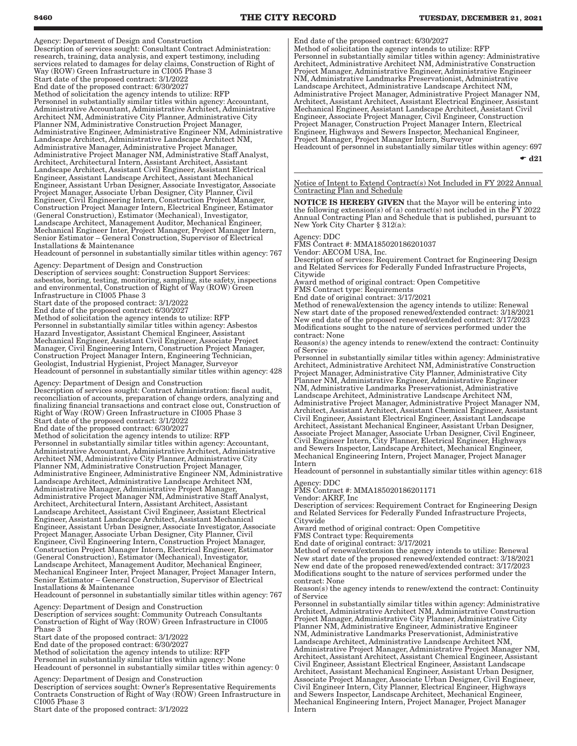Agency: Department of Design and Construction
Description of services sought: Consultant Contract Administration: research, training, data analysis, and expert testimony, including services related to damages for delay claims, Construction of Right of Way (ROW) Green Infrastructure in CI005 Phase 3
Start date of the proposed contract: 3/1/2022
End date of the proposed contract: 6/30/2027
Method of solicitation the agency intends to utilize: RFP
Personnel in substantially similar titles within agency: Accountant, Administrative Accountant, Administrative Architect, Administrative Architect NM, Administrative City Planner, Administrative City Planner NM, Administrative Construction Project Manager, Administrative Engineer, Administrative Engineer NM, Administrative Landscape Architect, Administrative Landscape Architect NM, Administrative Manager, Administrative Project Manager, Administrative Project Manager NM, Administrative Staff Analyst, Architect, Architectural Intern, Assistant Architect, Assistant Landscape Architect, Assistant Civil Engineer, Assistant Electrical Engineer, Assistant Landscape Architect, Assistant Mechanical Engineer, Assistant Urban Designer, Associate Investigator, Associate Project Manager, Associate Urban Designer, City Planner, Civil Engineer, Civil Engineering Intern, Construction Project Manager, Construction Project Manager Intern, Electrical Engineer, Estimator (General Construction), Estimator (Mechanical), Investigator, Landscape Architect, Management Auditor, Mechanical Engineer, Mechanical Engineer Inter, Project Manager, Project Manager Intern, Senior Estimator – General Construction, Supervisor of Electrical Installations & Maintenance
Headcount of personnel in substantially similar titles within agency: 767

Agency: Department of Design and Construction
Description of services sought: Construction Support Services: asbestos, boring, testing, monitoring, sampling, site safety, inspections and environmental, Construction of Right of Way (ROW) Green Infrastructure in CI005 Phase 3
Start date of the proposed contract: 3/1/2022
End date of the proposed contract: 6/30/2027
Method of solicitation the agency intends to utilize: RFP
Personnel in substantially similar titles within agency: Asbestos Hazard Investigator, Assistant Chemical Engineer, Assistant Mechanical Engineer, Assistant Civil Engineer, Associate Project Manager, Civil Engineering Intern, Construction Project Manager, Construction Project Manager Intern, Engineering Technician, Geologist, Industrial Hygienist, Project Manager, Surveyor
Headcount of personnel in substantially similar titles within agency: 428

Agency: Department of Design and Construction
Description of services sought: Contract Administration: fiscal audit, reconciliation of accounts, preparation of change orders, analyzing and finalizing financial transactions and contract close out, Construction of Right of Way (ROW) Green Infrastructure in CI005 Phase 3
Start date of the proposed contract: 3/1/2022
End date of the proposed contract: 6/30/2027
Method of solicitation the agency intends to utilize: RFP
Personnel in substantially similar titles within agency: Accountant, Administrative Accountant, Administrative Architect, Administrative Architect NM, Administrative City Planner, Administrative City Planner NM, Administrative Construction Project Manager, Administrative Engineer, Administrative Engineer NM, Administrative Landscape Architect, Administrative Landscape Architect NM, Administrative Manager, Administrative Project Manager, Administrative Project Manager NM, Administrative Staff Analyst, Architect, Architectural Intern, Assistant Architect, Assistant Landscape Architect, Assistant Civil Engineer, Assistant Electrical Engineer, Assistant Landscape Architect, Assistant Mechanical Engineer, Assistant Urban Designer, Associate Investigator, Associate Project Manager, Associate Urban Designer, City Planner, Civil Engineer, Civil Engineering Intern, Construction Project Manager, Construction Project Manager Intern, Electrical Engineer, Estimator (General Construction), Estimator (Mechanical), Investigator, Landscape Architect, Management Auditor, Mechanical Engineer, Mechanical Engineer Inter, Project Manager, Project Manager Intern, Senior Estimator – General Construction, Supervisor of Electrical Installations & Maintenance
Headcount of personnel in substantially similar titles within agency: 767

Agency: Department of Design and Construction
Description of services sought: Community Outreach Consultants Construction of Right of Way (ROW) Green Infrastructure in CI005 Phase 3
Start date of the proposed contract: 3/1/2022
End date of the proposed contract: 6/30/2027
Method of solicitation the agency intends to utilize: RFP
Personnel in substantially similar titles within agency: None
Headcount of personnel in substantially similar titles within agency: 0

Agency: Department of Design and Construction
Description of services sought: Owner's Representative Requirements Contracts Construction of Right of Way (ROW) Green Infrastructure in CI005 Phase 3
Start date of the proposed contract: 3/1/2022
End date of the proposed contract: 6/30/2027
Method of solicitation the agency intends to utilize: RFP
Personnel in substantially similar titles within agency: Administrative Architect, Administrative Architect NM, Administrative Construction Project Manager, Administrative Engineer, Administrative Engineer NM, Administrative Landmarks Preservationist, Administrative Landscape Architect, Administrative Landscape Architect NM, Administrative Project Manager, Administrative Project Manager NM, Architect, Assistant Architect, Assistant Electrical Engineer, Assistant Mechanical Engineer, Assistant Landscape Architect, Assistant Civil Engineer, Associate Project Manager, Civil Engineer, Construction Project Manager, Construction Project Manager Intern, Electrical Engineer, Highways and Sewers Inspector, Mechanical Engineer, Project Manager, Project Manager Intern, Surveyor
Headcount of personnel in substantially similar titles within agency: 697

☛ d21

Notice of Intent to Extend Contract(s) Not Included in FY 2022 Annual Contracting Plan and Schedule

**NOTICE IS HEREBY GIVEN** that the Mayor will be entering into the following extension(s) of (a) contract(s) not included in the FY 2022 Annual Contracting Plan and Schedule that is published, pursuant to New York City Charter § 312(a):

Agency: DDC
FMS Contract #: MMA185020186201037
Vendor: AECOM USA, Inc.
Description of services: Requirement Contract for Engineering Design and Related Services for Federally Funded Infrastructure Projects, Citywide
Award method of original contract: Open Competitive
FMS Contract type: Requirements
End date of original contract: 3/17/2021
Method of renewal/extension the agency intends to utilize: Renewal
New start date of the proposed renewed/extended contract: 3/18/2021
New end date of the proposed renewed/extended contract: 3/17/2023
Modifications sought to the nature of services performed under the contract: None
Reason(s) the agency intends to renew/extend the contract: Continuity of Service
Personnel in substantially similar titles within agency: Administrative Architect, Administrative Architect NM, Administrative Construction Project Manager, Administrative City Planner, Administrative City Planner NM, Administrative Engineer, Administrative Engineer NM, Administrative Landmarks Preservationist, Administrative Landscape Architect, Administrative Landscape Architect NM, Administrative Project Manager, Administrative Project Manager NM, Architect, Assistant Architect, Assistant Chemical Engineer, Assistant Civil Engineer, Assistant Electrical Engineer, Assistant Landscape Architect, Assistant Mechanical Engineer, Assistant Urban Designer, Associate Project Manager, Associate Urban Designer, Civil Engineer, Civil Engineer Intern, City Planner, Electrical Engineer, Highways and Sewers Inspector, Landscape Architect, Mechanical Engineer, Mechanical Engineering Intern, Project Manager, Project Manager Intern
Headcount of personnel in substantially similar titles within agency: 618

Agency: DDC
FMS Contract #: MMA185020186201171
Vendor: AKRF, Inc
Description of services: Requirement Contract for Engineering Design and Related Services for Federally Funded Infrastructure Projects, Citywide
Award method of original contract: Open Competitive
FMS Contract type: Requirements
End date of original contract: 3/17/2021
Method of renewal/extension the agency intends to utilize: Renewal
New start date of the proposed renewed/extended contract: 3/18/2021
New end date of the proposed renewed/extended contract: 3/17/2023
Modifications sought to the nature of services performed under the contract: None
Reason(s) the agency intends to renew/extend the contract: Continuity of Service
Personnel in substantially similar titles within agency: Administrative Architect, Administrative Architect NM, Administrative Construction Project Manager, Administrative City Planner, Administrative City Planner NM, Administrative Engineer, Administrative Engineer NM, Administrative Landmarks Preservationist, Administrative Landscape Architect, Administrative Landscape Architect NM, Administrative Project Manager, Administrative Project Manager NM, Architect, Assistant Architect, Assistant Chemical Engineer, Assistant Civil Engineer, Assistant Electrical Engineer, Assistant Landscape Architect, Assistant Mechanical Engineer, Assistant Urban Designer, Associate Project Manager, Associate Urban Designer, Civil Engineer, Civil Engineer Intern, City Planner, Electrical Engineer, Highways and Sewers Inspector, Landscape Architect, Mechanical Engineer, Mechanical Engineering Intern, Project Manager, Project Manager Intern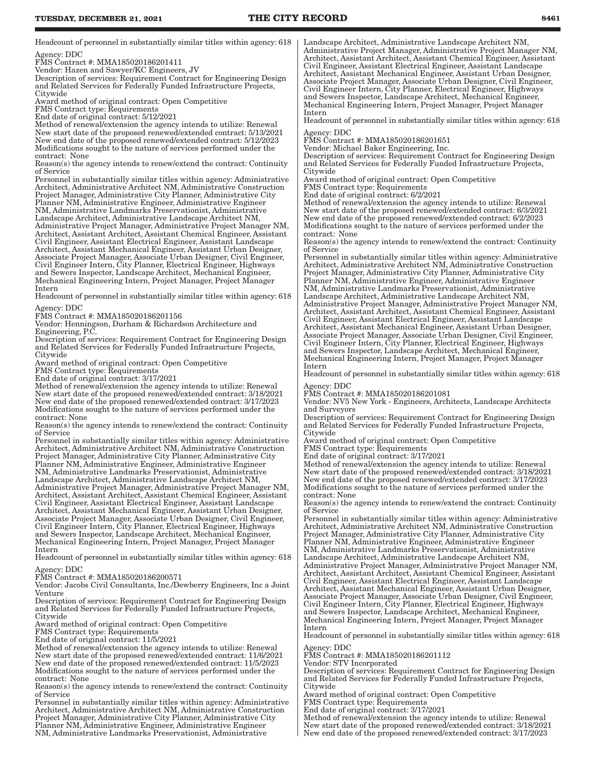Headcount of personnel in substantially similar titles within agency: 618

Agency: DDC
FMS Contract #: MMA185020186201411
Vendor: Hazen and Sawyer/KC Engineers, JV
Description of services: Requirement Contract for Engineering Design and Related Services for Federally Funded Infrastructure Projects, Citywide
Award method of original contract: Open Competitive
FMS Contract type: Requirements
End date of original contract: 5/12/2021
Method of renewal/extension the agency intends to utilize: Renewal
New start date of the proposed renewed/extended contract: 5/13/2021
New end date of the proposed renewed/extended contract: 5/12/2023
Modifications sought to the nature of services performed under the contract: None
Reason(s) the agency intends to renew/extend the contract: Continuity of Service
Personnel in substantially similar titles within agency: Administrative Architect, Administrative Architect NM, Administrative Construction Project Manager, Administrative City Planner, Administrative City Planner NM, Administrative Engineer, Administrative Engineer NM, Administrative Landmarks Preservationist, Administrative Landscape Architect, Administrative Landscape Architect NM, Administrative Project Manager, Administrative Project Manager NM, Architect, Assistant Architect, Assistant Chemical Engineer, Assistant Civil Engineer, Assistant Electrical Engineer, Assistant Landscape Architect, Assistant Mechanical Engineer, Assistant Urban Designer, Associate Project Manager, Associate Urban Designer, Civil Engineer, Civil Engineer Intern, City Planner, Electrical Engineer, Highways and Sewers Inspector, Landscape Architect, Mechanical Engineer, Mechanical Engineering Intern, Project Manager, Project Manager Intern
Headcount of personnel in substantially similar titles within agency: 618

Agency: DDC
FMS Contract #: MMA185020186201156
Vendor: Henningson, Durham & Richardson Architecture and Engineering, P.C.
Description of services: Requirement Contract for Engineering Design and Related Services for Federally Funded Infrastructure Projects, Citywide
Award method of original contract: Open Competitive
FMS Contract type: Requirements
End date of original contract: 3/17/2021
Method of renewal/extension the agency intends to utilize: Renewal
New start date of the proposed renewed/extended contract: 3/18/2021
New end date of the proposed renewed/extended contract: 3/17/2023
Modifications sought to the nature of services performed under the contract: None
Reason(s) the agency intends to renew/extend the contract: Continuity of Service
Personnel in substantially similar titles within agency: Administrative Architect, Administrative Architect NM, Administrative Construction Project Manager, Administrative City Planner, Administrative City Planner NM, Administrative Engineer, Administrative Engineer NM, Administrative Landmarks Preservationist, Administrative Landscape Architect, Administrative Landscape Architect NM, Administrative Project Manager, Administrative Project Manager NM, Architect, Assistant Architect, Assistant Chemical Engineer, Assistant Civil Engineer, Assistant Electrical Engineer, Assistant Landscape Architect, Assistant Mechanical Engineer, Assistant Urban Designer, Associate Project Manager, Associate Urban Designer, Civil Engineer, Civil Engineer Intern, City Planner, Electrical Engineer, Highways and Sewers Inspector, Landscape Architect, Mechanical Engineer, Mechanical Engineering Intern, Project Manager, Project Manager Intern
Headcount of personnel in substantially similar titles within agency: 618

Agency: DDC
FMS Contract #: MMA185020186200571
Vendor: Jacobs Civil Consultants, Inc./Dewberry Engineers, Inc a Joint Venture
Description of services: Requirement Contract for Engineering Design and Related Services for Federally Funded Infrastructure Projects, Citywide
Award method of original contract: Open Competitive
FMS Contract type: Requirements
End date of original contract: 11/5/2021
Method of renewal/extension the agency intends to utilize: Renewal
New start date of the proposed renewed/extended contract: 11/6/2021
New end date of the proposed renewed/extended contract: 11/5/2023
Modifications sought to the nature of services performed under the contract: None
Reason(s) the agency intends to renew/extend the contract: Continuity of Service
Personnel in substantially similar titles within agency: Administrative Architect, Administrative Architect NM, Administrative Construction Project Manager, Administrative City Planner, Administrative City Planner NM, Administrative Engineer, Administrative Engineer NM, Administrative Landmarks Preservationist, Administrative Landscape Architect, Administrative Landscape Architect NM, Administrative Project Manager, Administrative Project Manager NM, Architect, Assistant Architect, Assistant Chemical Engineer, Assistant Civil Engineer, Assistant Electrical Engineer, Assistant Landscape Architect, Assistant Mechanical Engineer, Assistant Urban Designer, Associate Project Manager, Associate Urban Designer, Civil Engineer, Civil Engineer Intern, City Planner, Electrical Engineer, Highways and Sewers Inspector, Landscape Architect, Mechanical Engineer, Mechanical Engineering Intern, Project Manager, Project Manager Intern
Headcount of personnel in substantially similar titles within agency: 618

Agency: DDC
FMS Contract #: MMA185020186201651
Vendor: Michael Baker Engineering, Inc.
Description of services: Requirement Contract for Engineering Design and Related Services for Federally Funded Infrastructure Projects, Citywide
Award method of original contract: Open Competitive
FMS Contract type: Requirements
End date of original contract: 6/2/2021
Method of renewal/extension the agency intends to utilize: Renewal
New start date of the proposed renewed/extended contract: 6/3/2021
New end date of the proposed renewed/extended contract: 6/2/2023
Modifications sought to the nature of services performed under the contract: None
Reason(s) the agency intends to renew/extend the contract: Continuity of Service
Personnel in substantially similar titles within agency: Administrative Architect, Administrative Architect NM, Administrative Construction Project Manager, Administrative City Planner, Administrative City Planner NM, Administrative Engineer, Administrative Engineer NM, Administrative Landmarks Preservationist, Administrative Landscape Architect, Administrative Landscape Architect NM, Administrative Project Manager, Administrative Project Manager NM, Architect, Assistant Architect, Assistant Chemical Engineer, Assistant Civil Engineer, Assistant Electrical Engineer, Assistant Landscape Architect, Assistant Mechanical Engineer, Assistant Urban Designer, Associate Project Manager, Associate Urban Designer, Civil Engineer, Civil Engineer Intern, City Planner, Electrical Engineer, Highways and Sewers Inspector, Landscape Architect, Mechanical Engineer, Mechanical Engineering Intern, Project Manager, Project Manager Intern
Headcount of personnel in substantially similar titles within agency: 618

Agency: DDC
FMS Contract #: MMA185020186201081
Vendor: NV5 New York - Engineers, Architects, Landscape Architects and Surveyors
Description of services: Requirement Contract for Engineering Design and Related Services for Federally Funded Infrastructure Projects, Citywide
Award method of original contract: Open Competitive
FMS Contract type: Requirements
End date of original contract: 3/17/2021
Method of renewal/extension the agency intends to utilize: Renewal
New start date of the proposed renewed/extended contract: 3/18/2021
New end date of the proposed renewed/extended contract: 3/17/2023
Modifications sought to the nature of services performed under the contract: None
Reason(s) the agency intends to renew/extend the contract: Continuity of Service
Personnel in substantially similar titles within agency: Administrative Architect, Administrative Architect NM, Administrative Construction Project Manager, Administrative City Planner, Administrative City Planner NM, Administrative Engineer, Administrative Engineer NM, Administrative Landmarks Preservationist, Administrative Landscape Architect, Administrative Landscape Architect NM, Administrative Project Manager, Administrative Project Manager NM, Architect, Assistant Architect, Assistant Chemical Engineer, Assistant Civil Engineer, Assistant Electrical Engineer, Assistant Landscape Architect, Assistant Mechanical Engineer, Assistant Urban Designer, Associate Project Manager, Associate Urban Designer, Civil Engineer, Civil Engineer Intern, City Planner, Electrical Engineer, Highways and Sewers Inspector, Landscape Architect, Mechanical Engineer, Mechanical Engineering Intern, Project Manager, Project Manager Intern
Headcount of personnel in substantially similar titles within agency: 618

Agency: DDC
FMS Contract #: MMA185020186201112
Vendor: STV Incorporated
Description of services: Requirement Contract for Engineering Design and Related Services for Federally Funded Infrastructure Projects, Citywide
Award method of original contract: Open Competitive
FMS Contract type: Requirements
End date of original contract: 3/17/2021
Method of renewal/extension the agency intends to utilize: Renewal
New start date of the proposed renewed/extended contract: 3/18/2021
New end date of the proposed renewed/extended contract: 3/17/2023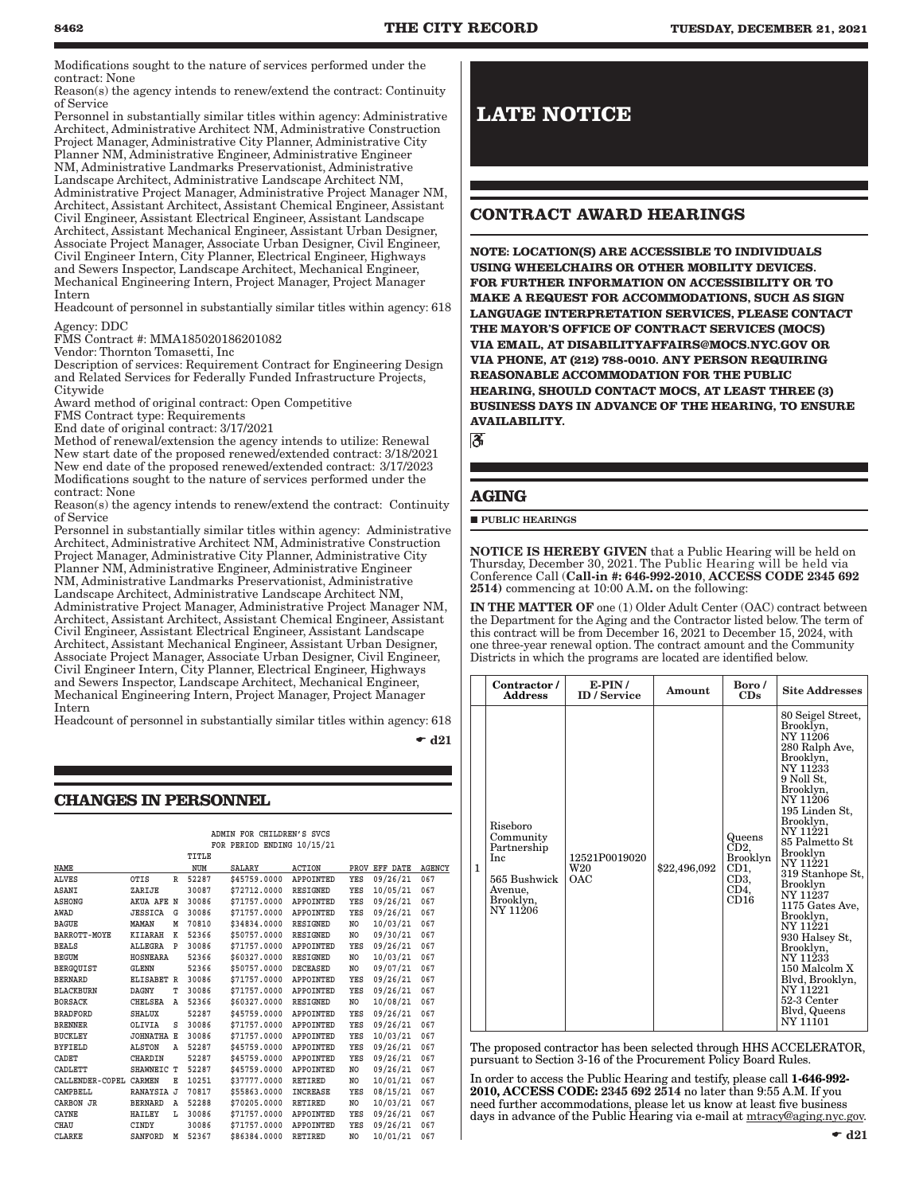Modifications sought to the nature of services performed under the contract: None

Reason(s) the agency intends to renew/extend the contract: Continuity of Service

Personnel in substantially similar titles within agency: Administrative Architect, Administrative Architect NM, Administrative Construction Project Manager, Administrative City Planner, Administrative City Planner NM, Administrative Engineer, Administrative Engineer NM, Administrative Landmarks Preservationist, Administrative Landscape Architect, Administrative Landscape Architect NM, Administrative Project Manager, Administrative Project Manager NM, Architect, Assistant Architect, Assistant Chemical Engineer, Assistant Civil Engineer, Assistant Electrical Engineer, Assistant Landscape Architect, Assistant Mechanical Engineer, Assistant Urban Designer, Associate Project Manager, Associate Urban Designer, Civil Engineer, Civil Engineer Intern, City Planner, Electrical Engineer, Highways and Sewers Inspector, Landscape Architect, Mechanical Engineer, Mechanical Engineering Intern, Project Manager, Project Manager Intern

Headcount of personnel in substantially similar titles within agency: 618

Agency: DDC

FMS Contract #: MMA185020186201082

Vendor: Thornton Tomasetti, Inc

Description of services: Requirement Contract for Engineering Design and Related Services for Federally Funded Infrastructure Projects, Citywide

Award method of original contract: Open Competitive

FMS Contract type: Requirements

End date of original contract: 3/17/2021

Method of renewal/extension the agency intends to utilize: Renewal

New start date of the proposed renewed/extended contract: 3/18/2021

New end date of the proposed renewed/extended contract: 3/17/2023

Modifications sought to the nature of services performed under the contract: None

Reason(s) the agency intends to renew/extend the contract: Continuity of Service

Personnel in substantially similar titles within agency: Administrative Architect, Administrative Architect NM, Administrative Construction Project Manager, Administrative City Planner, Administrative City Planner NM, Administrative Engineer, Administrative Engineer NM, Administrative Landmarks Preservationist, Administrative Landscape Architect, Administrative Landscape Architect NM, Administrative Project Manager, Administrative Project Manager NM, Architect, Assistant Architect, Assistant Chemical Engineer, Assistant Civil Engineer, Assistant Electrical Engineer, Assistant Landscape Architect, Assistant Mechanical Engineer, Assistant Urban Designer, Associate Project Manager, Associate Urban Designer, Civil Engineer, Civil Engineer Intern, City Planner, Electrical Engineer, Highways and Sewers Inspector, Landscape Architect, Mechanical Engineer, Mechanical Engineering Intern, Project Manager, Project Manager Intern

Headcount of personnel in substantially similar titles within agency: 618

☛ d21

## CHANGES IN PERSONNEL

ADMIN FOR CHILDREN'S SVCS
FOR PERIOD ENDING 10/15/21

| NAME | | | TITLE NUM | SALARY | ACTION | PROV | EFF DATE | AGENCY |
|---|---|---|---|---|---|---|---|---|
| ALVES | OTIS | R | 52287 | $45759.0000 | APPOINTED | YES | 09/26/21 | 067 |
| ASANI | ZARIJE | | 30087 | $72712.0000 | RESIGNED | YES | 10/05/21 | 067 |
| ASHONG | AKUA AFE | N | 30086 | $71757.0000 | APPOINTED | YES | 09/26/21 | 067 |
| AWAD | JESSICA | G | 30086 | $71757.0000 | APPOINTED | YES | 09/26/21 | 067 |
| BAGUE | MAMAN | M | 70810 | $34834.0000 | RESIGNED | NO | 10/03/21 | 067 |
| BARROTT-MOYE | KIIARAH | K | 52366 | $50757.0000 | RESIGNED | NO | 09/30/21 | 067 |
| BEALS | ALLEGRA | P | 30086 | $71757.0000 | APPOINTED | YES | 09/26/21 | 067 |
| BEGUM | HOSNEARA | | 52366 | $60327.0000 | RESIGNED | NO | 10/03/21 | 067 |
| BERGQUIST | GLENN | | 52366 | $50757.0000 | DECEASED | NO | 09/07/21 | 067 |
| BERNARD | ELISABET | R | 30086 | $71757.0000 | APPOINTED | YES | 09/26/21 | 067 |
| BLACKBURN | DAGNY | T | 30086 | $71757.0000 | APPOINTED | YES | 09/26/21 | 067 |
| BORSACK | CHELSEA | A | 52366 | $60327.0000 | RESIGNED | NO | 10/08/21 | 067 |
| BRADFORD | SHALUX | | 52287 | $45759.0000 | APPOINTED | YES | 09/26/21 | 067 |
| BRENNER | OLIVIA | S | 30086 | $71757.0000 | APPOINTED | YES | 09/26/21 | 067 |
| BUCKLEY | JOHNATHA | E | 30086 | $71757.0000 | APPOINTED | YES | 10/03/21 | 067 |
| BYFIELD | ALSTON | A | 52287 | $45759.0000 | APPOINTED | YES | 09/26/21 | 067 |
| CADET | CHARDIN | | 52287 | $45759.0000 | APPOINTED | YES | 09/26/21 | 067 |
| CADLETT | SHAWNEIC | T | 52287 | $45759.0000 | APPOINTED | NO | 09/26/21 | 067 |
| CALLENDER-COPEL | CARMEN | E | 10251 | $37777.0000 | RETIRED | NO | 10/01/21 | 067 |
| CAMPBELL | RANAYSIA | J | 70817 | $55863.0000 | INCREASE | YES | 08/15/21 | 067 |
| CARBON JR | BERNARD | A | 52288 | $70205.0000 | RETIRED | NO | 10/03/21 | 067 |
| CAYNE | HAILEY | L | 30086 | $71757.0000 | APPOINTED | YES | 09/26/21 | 067 |
| CHAU | CINDY | | 30086 | $71757.0000 | APPOINTED | YES | 09/26/21 | 067 |
| CLARKE | SANFORD | M | 52367 | $86384.0000 | RETIRED | NO | 10/01/21 | 067 |

# LATE NOTICE

## CONTRACT AWARD HEARINGS

**NOTE: LOCATION(S) ARE ACCESSIBLE TO INDIVIDUALS USING WHEELCHAIRS OR OTHER MOBILITY DEVICES. FOR FURTHER INFORMATION ON ACCESSIBILITY OR TO MAKE A REQUEST FOR ACCOMMODATIONS, SUCH AS SIGN LANGUAGE INTERPRETATION SERVICES, PLEASE CONTACT THE MAYOR'S OFFICE OF CONTRACT SERVICES (MOCS) VIA EMAIL, AT DISABILITYAFFAIRS@MOCS.NYC.GOV OR VIA PHONE, AT (212) 788-0010. ANY PERSON REQUIRING REASONABLE ACCOMMODATION FOR THE PUBLIC HEARING, SHOULD CONTACT MOCS, AT LEAST THREE (3) BUSINESS DAYS IN ADVANCE OF THE HEARING, TO ENSURE AVAILABILITY.**

## AGING

■ **PUBLIC HEARINGS**

**NOTICE IS HEREBY GIVEN** that a Public Hearing will be held on Thursday, December 30, 2021. The Public Hearing will be held via Conference Call (**Call-in #: 646-992-2010**, **ACCESS CODE 2345 692 2514**) commencing at 10:00 A.M**.** on the following:

**IN THE MATTER OF** one (1) Older Adult Center (OAC) contract between the Department for the Aging and the Contractor listed below. The term of this contract will be from December 16, 2021 to December 15, 2024, with one three-year renewal option. The contract amount and the Community Districts in which the programs are located are identified below.

| | Contractor / Address | E-PIN / ID / Service | Amount | Boro / CDs | Site Addresses |
|---|---|---|---|---|---|
| 1 | Riseboro Community Partnership Inc<br><br>565 Bushwick Avenue, Brooklyn, NY 11206 | 12521P0019020 W20 OAC | $22,496,092 | Queens CD2, Brooklyn CD1, CD3, CD4, CD16 | 80 Seigel Street, Brooklyn, NY 11206<br>280 Ralph Ave, Brooklyn, NY 11233<br>9 Noll St, Brooklyn, NY 11206<br>195 Linden St, Brooklyn, NY 11221<br>85 Palmetto St Brooklyn NY 11221<br>319 Stanhope St, Brooklyn NY 11237<br>1175 Gates Ave, Brooklyn, NY 11221<br>930 Halsey St, Brooklyn, NY 11233<br>150 Malcolm X Blvd, Brooklyn, NY 11221<br>52-3 Center Blvd, Queens NY 11101 |

The proposed contractor has been selected through HHS ACCELERATOR, pursuant to Section 3-16 of the Procurement Policy Board Rules.

In order to access the Public Hearing and testify, please call **1-646-992-2010, ACCESS CODE: 2345 692 2514** no later than 9:55 A.M. If you need further accommodations, please let us know at least five business days in advance of the Public Hearing via e-mail at mtracy@aging.nyc.gov.

☛ d21